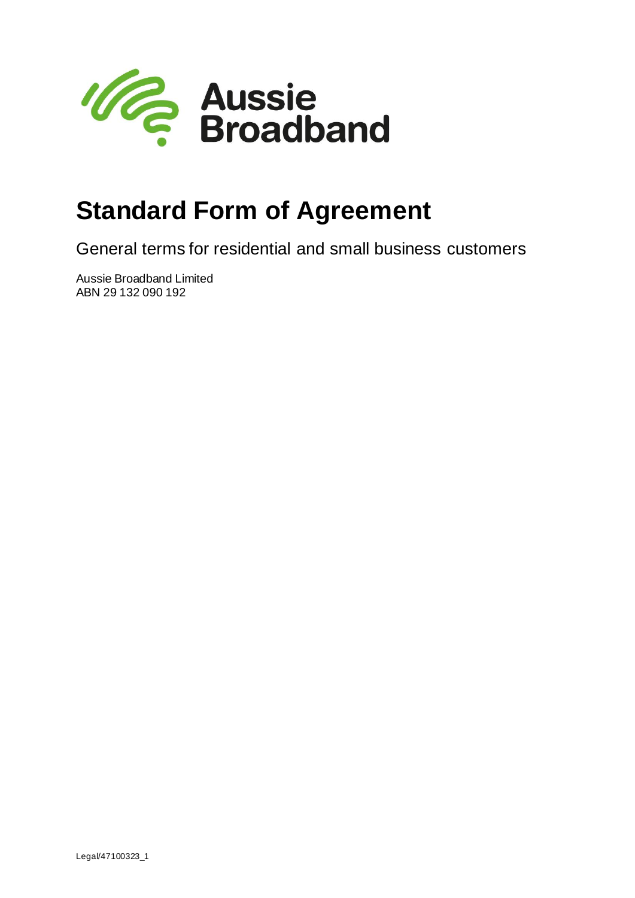Aussie Broadband

# Standard Form of Agreement

General terms for residential and small business customers

Aussie Broadband Limited
ABN 29 132 090 192

Legal/47100323_1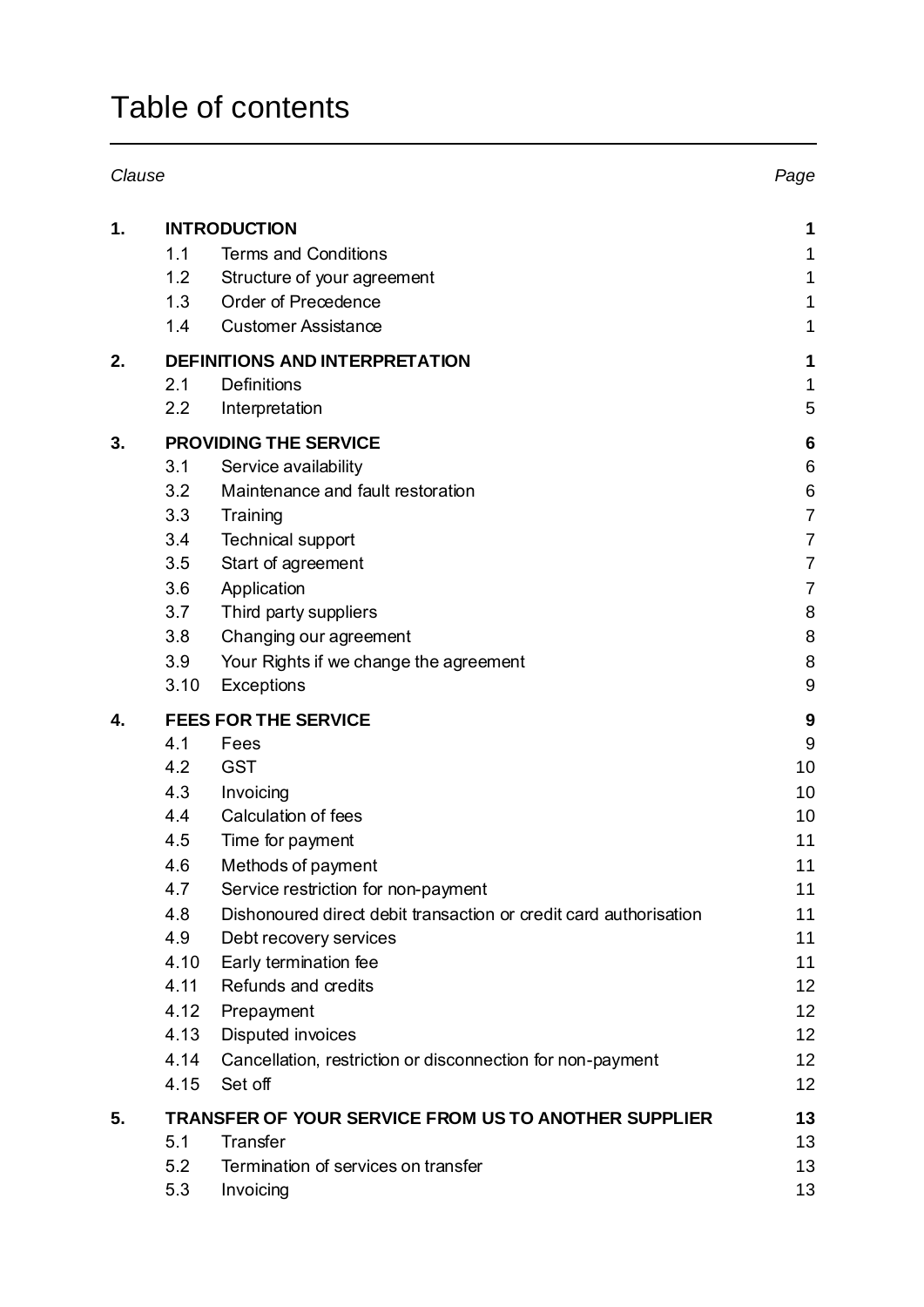# Table of contents

| Clause | | | Page |
|---|---|---|---|
| **1.** | **INTRODUCTION** | | **1** |
| | 1.1 | Terms and Conditions | 1 |
| | 1.2 | Structure of your agreement | 1 |
| | 1.3 | Order of Precedence | 1 |
| | 1.4 | Customer Assistance | 1 |
| **2.** | **DEFINITIONS AND INTERPRETATION** | | **1** |
| | 2.1 | Definitions | 1 |
| | 2.2 | Interpretation | 5 |
| **3.** | **PROVIDING THE SERVICE** | | **6** |
| | 3.1 | Service availability | 6 |
| | 3.2 | Maintenance and fault restoration | 6 |
| | 3.3 | Training | 7 |
| | 3.4 | Technical support | 7 |
| | 3.5 | Start of agreement | 7 |
| | 3.6 | Application | 7 |
| | 3.7 | Third party suppliers | 8 |
| | 3.8 | Changing our agreement | 8 |
| | 3.9 | Your Rights if we change the agreement | 8 |
| | 3.10 | Exceptions | 9 |
| **4.** | **FEES FOR THE SERVICE** | | **9** |
| | 4.1 | Fees | 9 |
| | 4.2 | GST | 10 |
| | 4.3 | Invoicing | 10 |
| | 4.4 | Calculation of fees | 10 |
| | 4.5 | Time for payment | 11 |
| | 4.6 | Methods of payment | 11 |
| | 4.7 | Service restriction for non-payment | 11 |
| | 4.8 | Dishonoured direct debit transaction or credit card authorisation | 11 |
| | 4.9 | Debt recovery services | 11 |
| | 4.10 | Early termination fee | 11 |
| | 4.11 | Refunds and credits | 12 |
| | 4.12 | Prepayment | 12 |
| | 4.13 | Disputed invoices | 12 |
| | 4.14 | Cancellation, restriction or disconnection for non-payment | 12 |
| | 4.15 | Set off | 12 |
| **5.** | **TRANSFER OF YOUR SERVICE FROM US TO ANOTHER SUPPLIER** | | **13** |
| | 5.1 | Transfer | 13 |
| | 5.2 | Termination of services on transfer | 13 |
| | 5.3 | Invoicing | 13 |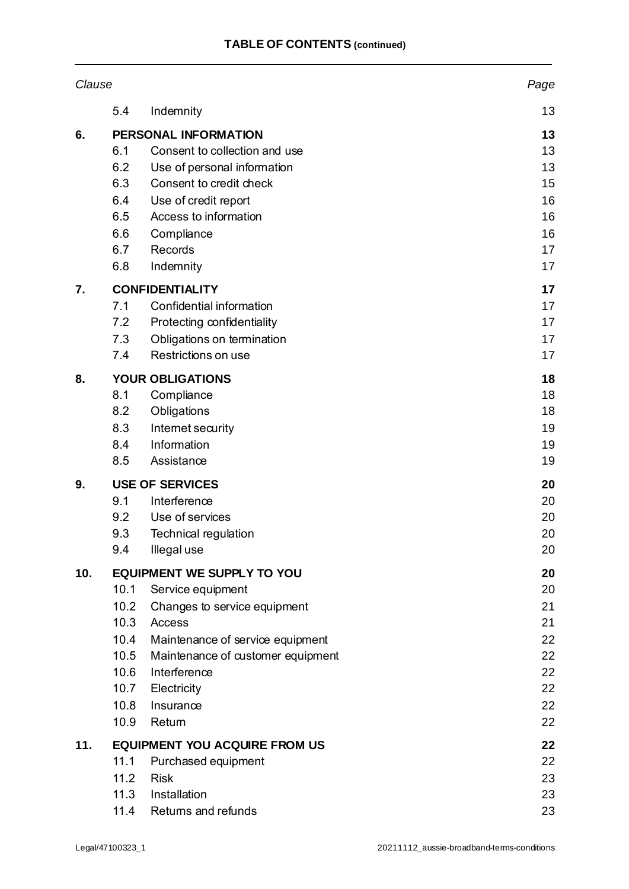**TABLE OF CONTENTS (continued)**

| Clause | | | Page |
|---|---|---|---|
| | 5.4 | Indemnity | 13 |
| **6.** | **PERSONAL INFORMATION** | | **13** |
| | 6.1 | Consent to collection and use | 13 |
| | 6.2 | Use of personal information | 13 |
| | 6.3 | Consent to credit check | 15 |
| | 6.4 | Use of credit report | 16 |
| | 6.5 | Access to information | 16 |
| | 6.6 | Compliance | 16 |
| | 6.7 | Records | 17 |
| | 6.8 | Indemnity | 17 |
| **7.** | **CONFIDENTIALITY** | | **17** |
| | 7.1 | Confidential information | 17 |
| | 7.2 | Protecting confidentiality | 17 |
| | 7.3 | Obligations on termination | 17 |
| | 7.4 | Restrictions on use | 17 |
| **8.** | **YOUR OBLIGATIONS** | | **18** |
| | 8.1 | Compliance | 18 |
| | 8.2 | Obligations | 18 |
| | 8.3 | Internet security | 19 |
| | 8.4 | Information | 19 |
| | 8.5 | Assistance | 19 |
| **9.** | **USE OF SERVICES** | | **20** |
| | 9.1 | Interference | 20 |
| | 9.2 | Use of services | 20 |
| | 9.3 | Technical regulation | 20 |
| | 9.4 | Illegal use | 20 |
| **10.** | **EQUIPMENT WE SUPPLY TO YOU** | | **20** |
| | 10.1 | Service equipment | 20 |
| | 10.2 | Changes to service equipment | 21 |
| | 10.3 | Access | 21 |
| | 10.4 | Maintenance of service equipment | 22 |
| | 10.5 | Maintenance of customer equipment | 22 |
| | 10.6 | Interference | 22 |
| | 10.7 | Electricity | 22 |
| | 10.8 | Insurance | 22 |
| | 10.9 | Return | 22 |
| **11.** | **EQUIPMENT YOU ACQUIRE FROM US** | | **22** |
| | 11.1 | Purchased equipment | 22 |
| | 11.2 | Risk | 23 |
| | 11.3 | Installation | 23 |
| | 11.4 | Returns and refunds | 23 |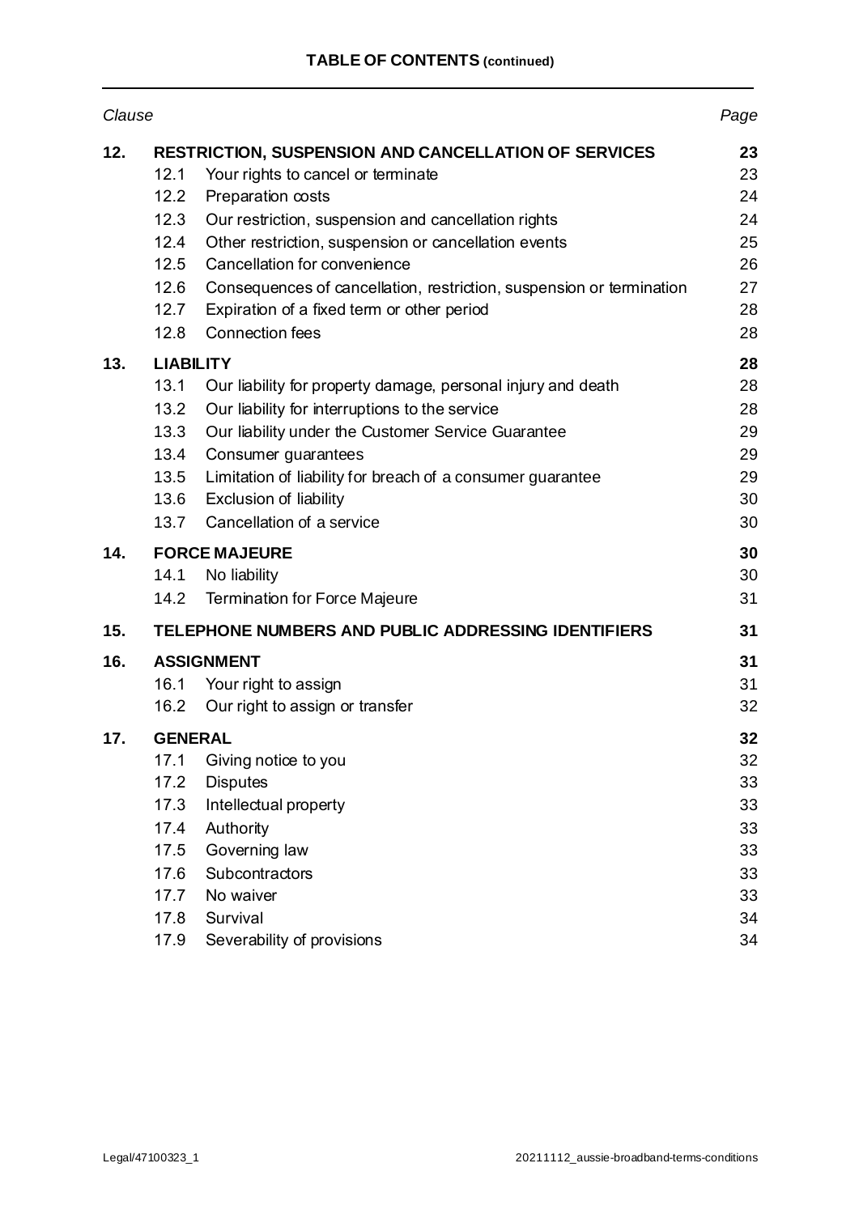**TABLE OF CONTENTS (continued)**

| *Clause* | | | *Page* |
|---|---|---|---|
| **12.** | **RESTRICTION, SUSPENSION AND CANCELLATION OF SERVICES** | | **23** |
| | 12.1 | Your rights to cancel or terminate | 23 |
| | 12.2 | Preparation costs | 24 |
| | 12.3 | Our restriction, suspension and cancellation rights | 24 |
| | 12.4 | Other restriction, suspension or cancellation events | 25 |
| | 12.5 | Cancellation for convenience | 26 |
| | 12.6 | Consequences of cancellation, restriction, suspension or termination | 27 |
| | 12.7 | Expiration of a fixed term or other period | 28 |
| | 12.8 | Connection fees | 28 |
| **13.** | **LIABILITY** | | **28** |
| | 13.1 | Our liability for property damage, personal injury and death | 28 |
| | 13.2 | Our liability for interruptions to the service | 28 |
| | 13.3 | Our liability under the Customer Service Guarantee | 29 |
| | 13.4 | Consumer guarantees | 29 |
| | 13.5 | Limitation of liability for breach of a consumer guarantee | 29 |
| | 13.6 | Exclusion of liability | 30 |
| | 13.7 | Cancellation of a service | 30 |
| **14.** | **FORCE MAJEURE** | | **30** |
| | 14.1 | No liability | 30 |
| | 14.2 | Termination for Force Majeure | 31 |
| **15.** | **TELEPHONE NUMBERS AND PUBLIC ADDRESSING IDENTIFIERS** | | **31** |
| **16.** | **ASSIGNMENT** | | **31** |
| | 16.1 | Your right to assign | 31 |
| | 16.2 | Our right to assign or transfer | 32 |
| **17.** | **GENERAL** | | **32** |
| | 17.1 | Giving notice to you | 32 |
| | 17.2 | Disputes | 33 |
| | 17.3 | Intellectual property | 33 |
| | 17.4 | Authority | 33 |
| | 17.5 | Governing law | 33 |
| | 17.6 | Subcontractors | 33 |
| | 17.7 | No waiver | 33 |
| | 17.8 | Survival | 34 |
| | 17.9 | Severability of provisions | 34 |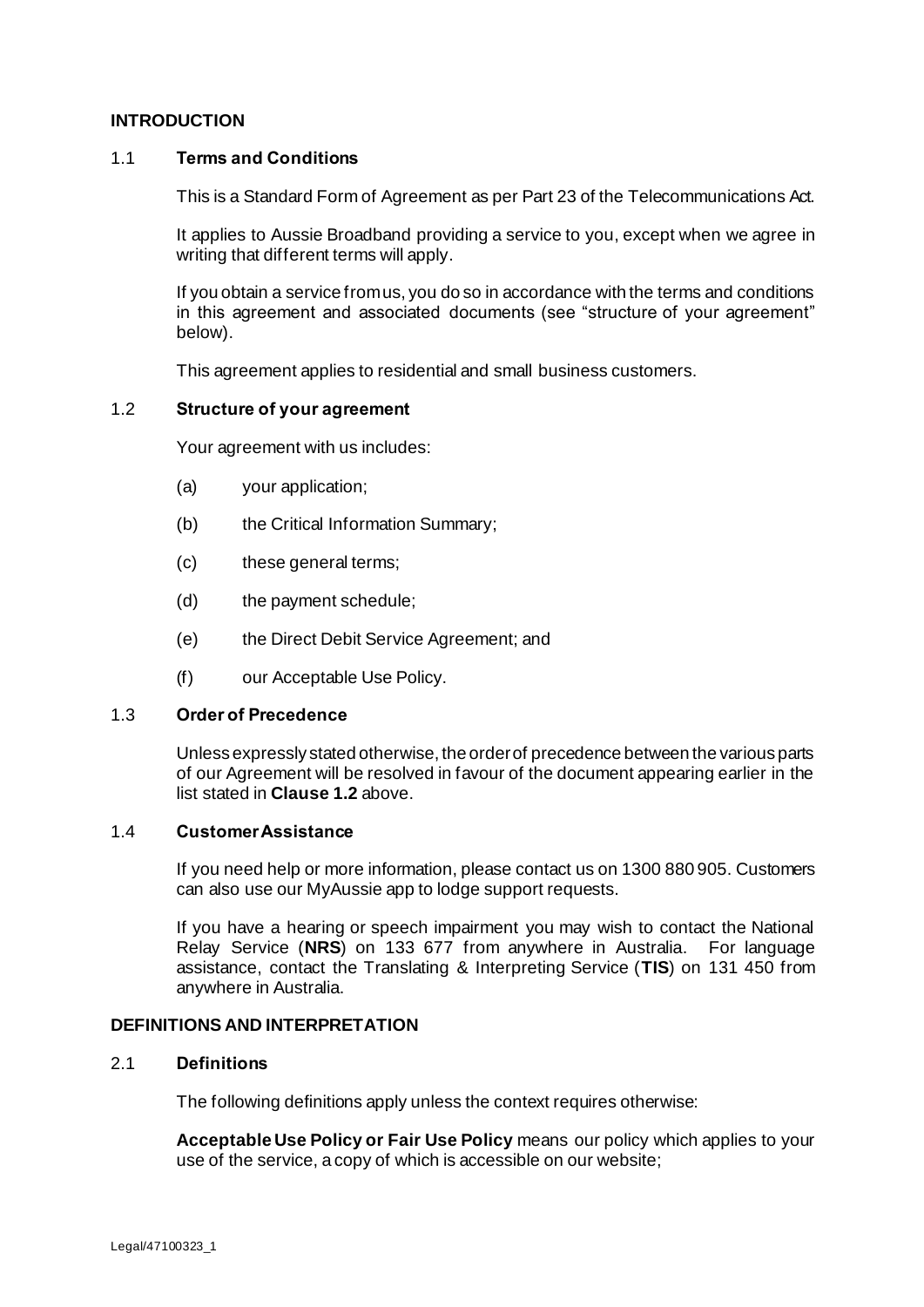## INTRODUCTION

### 1.1 Terms and Conditions

This is a Standard Form of Agreement as per Part 23 of the Telecommunications Act.

It applies to Aussie Broadband providing a service to you, except when we agree in writing that different terms will apply.

If you obtain a service from us, you do so in accordance with the terms and conditions in this agreement and associated documents (see "structure of your agreement" below).

This agreement applies to residential and small business customers.

### 1.2 Structure of your agreement

Your agreement with us includes:

(a) your application;

(b) the Critical Information Summary;

(c) these general terms;

(d) the payment schedule;

(e) the Direct Debit Service Agreement; and

(f) our Acceptable Use Policy.

### 1.3 Order of Precedence

Unless expressly stated otherwise, the order of precedence between the various parts of our Agreement will be resolved in favour of the document appearing earlier in the list stated in **Clause 1.2** above.

### 1.4 Customer Assistance

If you need help or more information, please contact us on 1300 880 905. Customers can also use our MyAussie app to lodge support requests.

If you have a hearing or speech impairment you may wish to contact the National Relay Service (**NRS**) on 133 677 from anywhere in Australia. For language assistance, contact the Translating & Interpreting Service (**TIS**) on 131 450 from anywhere in Australia.

## DEFINITIONS AND INTERPRETATION

### 2.1 Definitions

The following definitions apply unless the context requires otherwise:

**Acceptable Use Policy or Fair Use Policy** means our policy which applies to your use of the service, a copy of which is accessible on our website;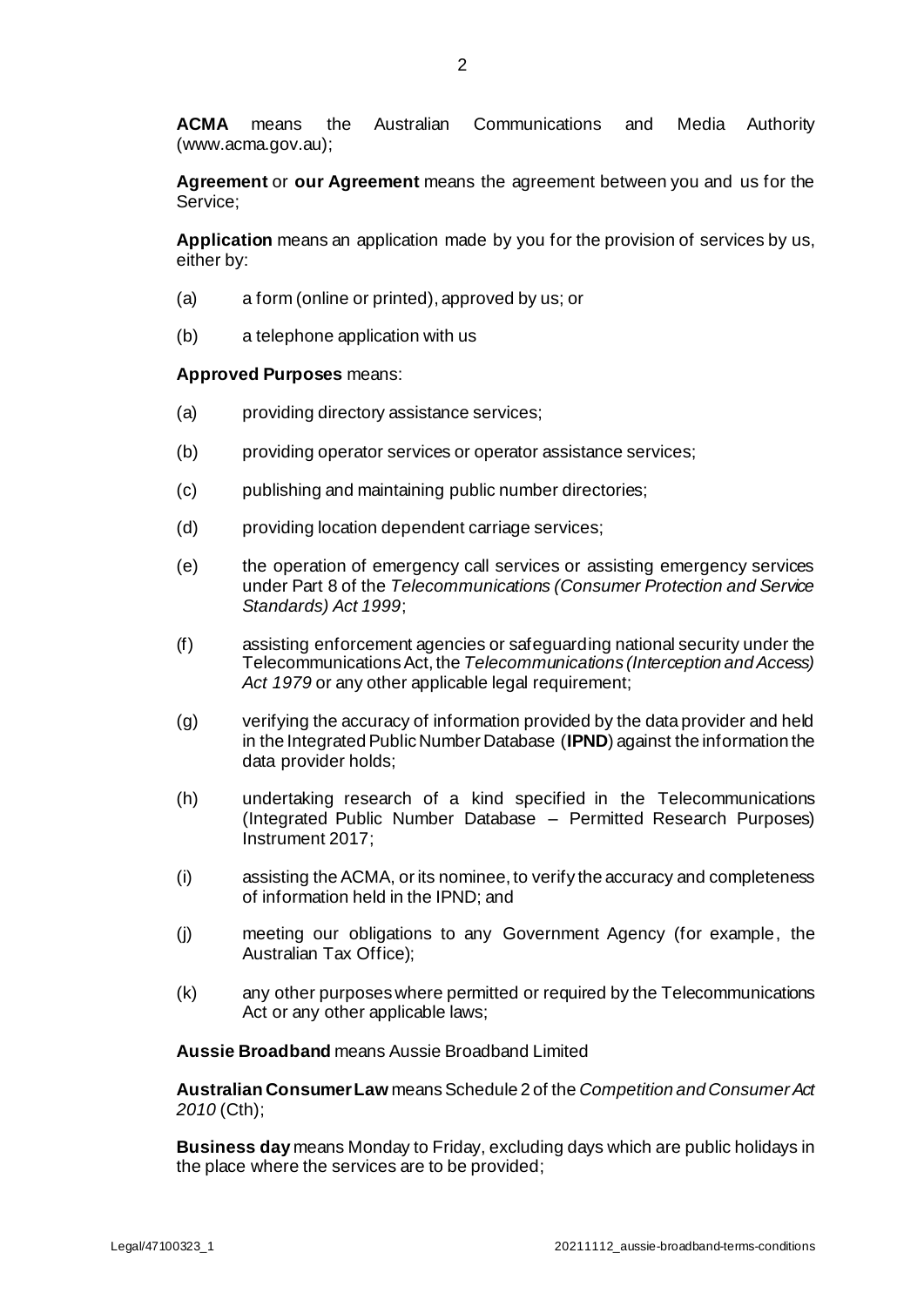**ACMA** means the Australian Communications and Media Authority (www.acma.gov.au);

**Agreement** or **our Agreement** means the agreement between you and us for the Service;

**Application** means an application made by you for the provision of services by us, either by:

(a) a form (online or printed), approved by us; or

(b) a telephone application with us

**Approved Purposes** means:

(a) providing directory assistance services;

(b) providing operator services or operator assistance services;

(c) publishing and maintaining public number directories;

(d) providing location dependent carriage services;

(e) the operation of emergency call services or assisting emergency services under Part 8 of the *Telecommunications (Consumer Protection and Service Standards) Act 1999*;

(f) assisting enforcement agencies or safeguarding national security under the Telecommunications Act, the *Telecommunications (Interception and Access) Act 1979* or any other applicable legal requirement;

(g) verifying the accuracy of information provided by the data provider and held in the Integrated Public Number Database (**IPND**) against the information the data provider holds;

(h) undertaking research of a kind specified in the Telecommunications (Integrated Public Number Database – Permitted Research Purposes) Instrument 2017;

(i) assisting the ACMA, or its nominee, to verify the accuracy and completeness of information held in the IPND; and

(j) meeting our obligations to any Government Agency (for example, the Australian Tax Office);

(k) any other purposes where permitted or required by the Telecommunications Act or any other applicable laws;

**Aussie Broadband** means Aussie Broadband Limited

**Australian Consumer Law** means Schedule 2 of the *Competition and Consumer Act 2010* (Cth);

**Business day** means Monday to Friday, excluding days which are public holidays in the place where the services are to be provided;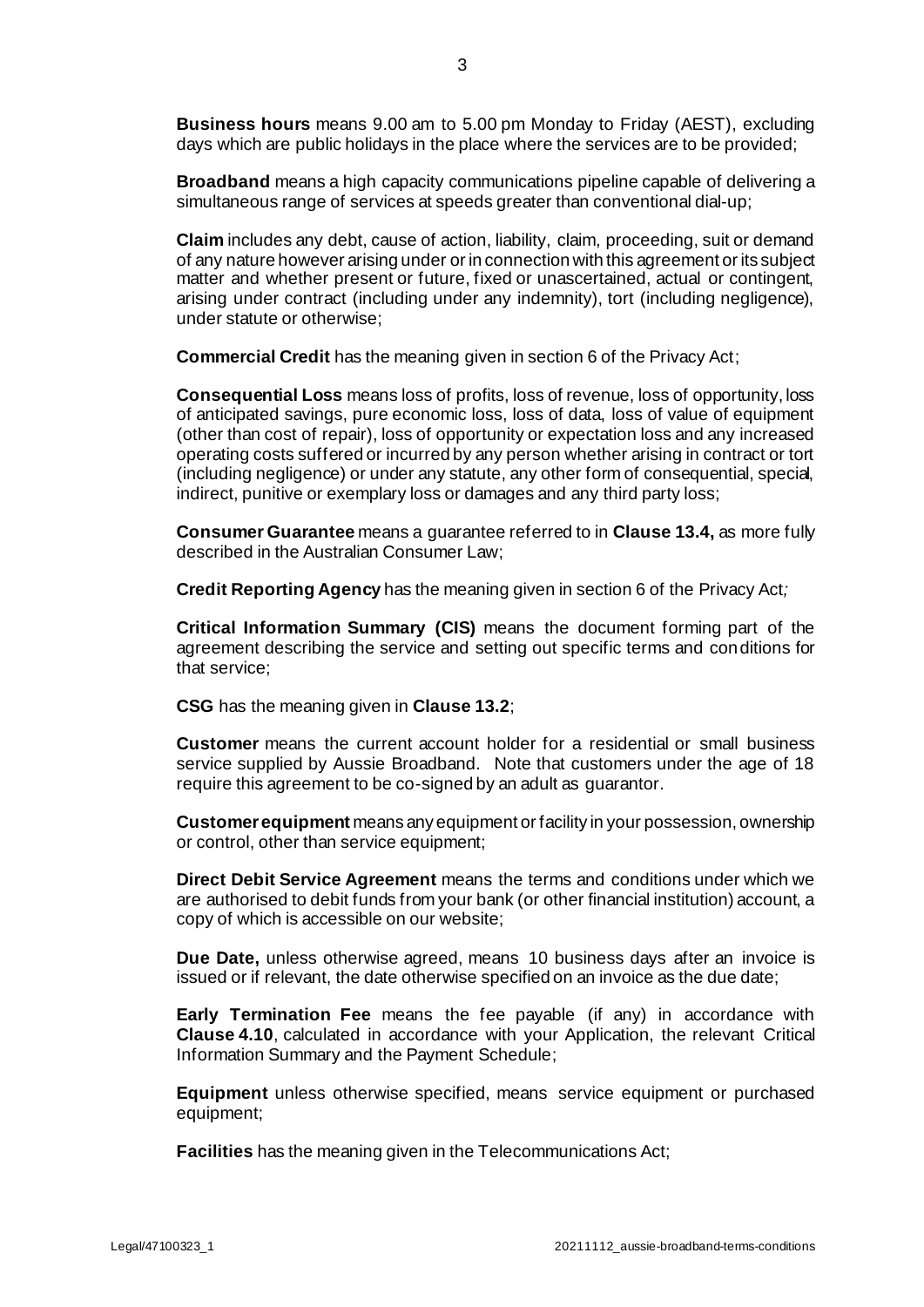**Business hours** means 9.00 am to 5.00 pm Monday to Friday (AEST), excluding days which are public holidays in the place where the services are to be provided;

**Broadband** means a high capacity communications pipeline capable of delivering a simultaneous range of services at speeds greater than conventional dial-up;

**Claim** includes any debt, cause of action, liability, claim, proceeding, suit or demand of any nature however arising under or in connection with this agreement or its subject matter and whether present or future, fixed or unascertained, actual or contingent, arising under contract (including under any indemnity), tort (including negligence), under statute or otherwise;

**Commercial Credit** has the meaning given in section 6 of the Privacy Act;

**Consequential Loss** means loss of profits, loss of revenue, loss of opportunity, loss of anticipated savings, pure economic loss, loss of data, loss of value of equipment (other than cost of repair), loss of opportunity or expectation loss and any increased operating costs suffered or incurred by any person whether arising in contract or tort (including negligence) or under any statute, any other form of consequential, special, indirect, punitive or exemplary loss or damages and any third party loss;

**Consumer Guarantee** means a guarantee referred to in **Clause 13.4,** as more fully described in the Australian Consumer Law;

**Credit Reporting Agency** has the meaning given in section 6 of the Privacy Act*;*

**Critical Information Summary (CIS)** means the document forming part of the agreement describing the service and setting out specific terms and conditions for that service;

**CSG** has the meaning given in **Clause 13.2**;

**Customer** means the current account holder for a residential or small business service supplied by Aussie Broadband. Note that customers under the age of 18 require this agreement to be co-signed by an adult as guarantor.

**Customer equipment** means any equipment or facility in your possession, ownership or control, other than service equipment;

**Direct Debit Service Agreement** means the terms and conditions under which we are authorised to debit funds from your bank (or other financial institution) account, a copy of which is accessible on our website;

**Due Date,** unless otherwise agreed, means 10 business days after an invoice is issued or if relevant, the date otherwise specified on an invoice as the due date;

**Early Termination Fee** means the fee payable (if any) in accordance with **Clause 4.10**, calculated in accordance with your Application, the relevant Critical Information Summary and the Payment Schedule;

**Equipment** unless otherwise specified, means service equipment or purchased equipment;

**Facilities** has the meaning given in the Telecommunications Act;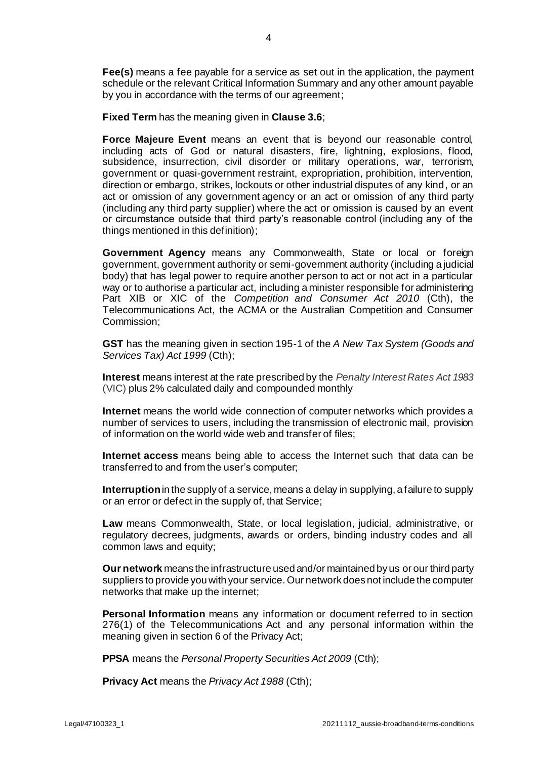**Fee(s)** means a fee payable for a service as set out in the application, the payment schedule or the relevant Critical Information Summary and any other amount payable by you in accordance with the terms of our agreement;

**Fixed Term** has the meaning given in **Clause 3.6**;

**Force Majeure Event** means an event that is beyond our reasonable control, including acts of God or natural disasters, fire, lightning, explosions, flood, subsidence, insurrection, civil disorder or military operations, war, terrorism, government or quasi-government restraint, expropriation, prohibition, intervention, direction or embargo, strikes, lockouts or other industrial disputes of any kind, or an act or omission of any government agency or an act or omission of any third party (including any third party supplier) where the act or omission is caused by an event or circumstance outside that third party's reasonable control (including any of the things mentioned in this definition);

**Government Agency** means any Commonwealth, State or local or foreign government, government authority or semi-government authority (including a judicial body) that has legal power to require another person to act or not act in a particular way or to authorise a particular act, including a minister responsible for administering Part XIB or XIC of the *Competition and Consumer Act 2010* (Cth), the Telecommunications Act, the ACMA or the Australian Competition and Consumer Commission;

**GST** has the meaning given in section 195-1 of the *A New Tax System (Goods and Services Tax) Act 1999* (Cth);

**Interest** means interest at the rate prescribed by the *Penalty Interest Rates Act 1983* (VIC) plus 2% calculated daily and compounded monthly

**Internet** means the world wide connection of computer networks which provides a number of services to users, including the transmission of electronic mail, provision of information on the world wide web and transfer of files;

**Internet access** means being able to access the Internet such that data can be transferred to and from the user's computer;

**Interruption** in the supply of a service, means a delay in supplying, a failure to supply or an error or defect in the supply of, that Service;

**Law** means Commonwealth, State, or local legislation, judicial, administrative, or regulatory decrees, judgments, awards or orders, binding industry codes and all common laws and equity;

**Our network** means the infrastructure used and/or maintained by us or our third party suppliers to provide you with your service. Our network does not include the computer networks that make up the internet;

**Personal Information** means any information or document referred to in section 276(1) of the Telecommunications Act and any personal information within the meaning given in section 6 of the Privacy Act;

**PPSA** means the *Personal Property Securities Act 2009* (Cth);

**Privacy Act** means the *Privacy Act 1988* (Cth);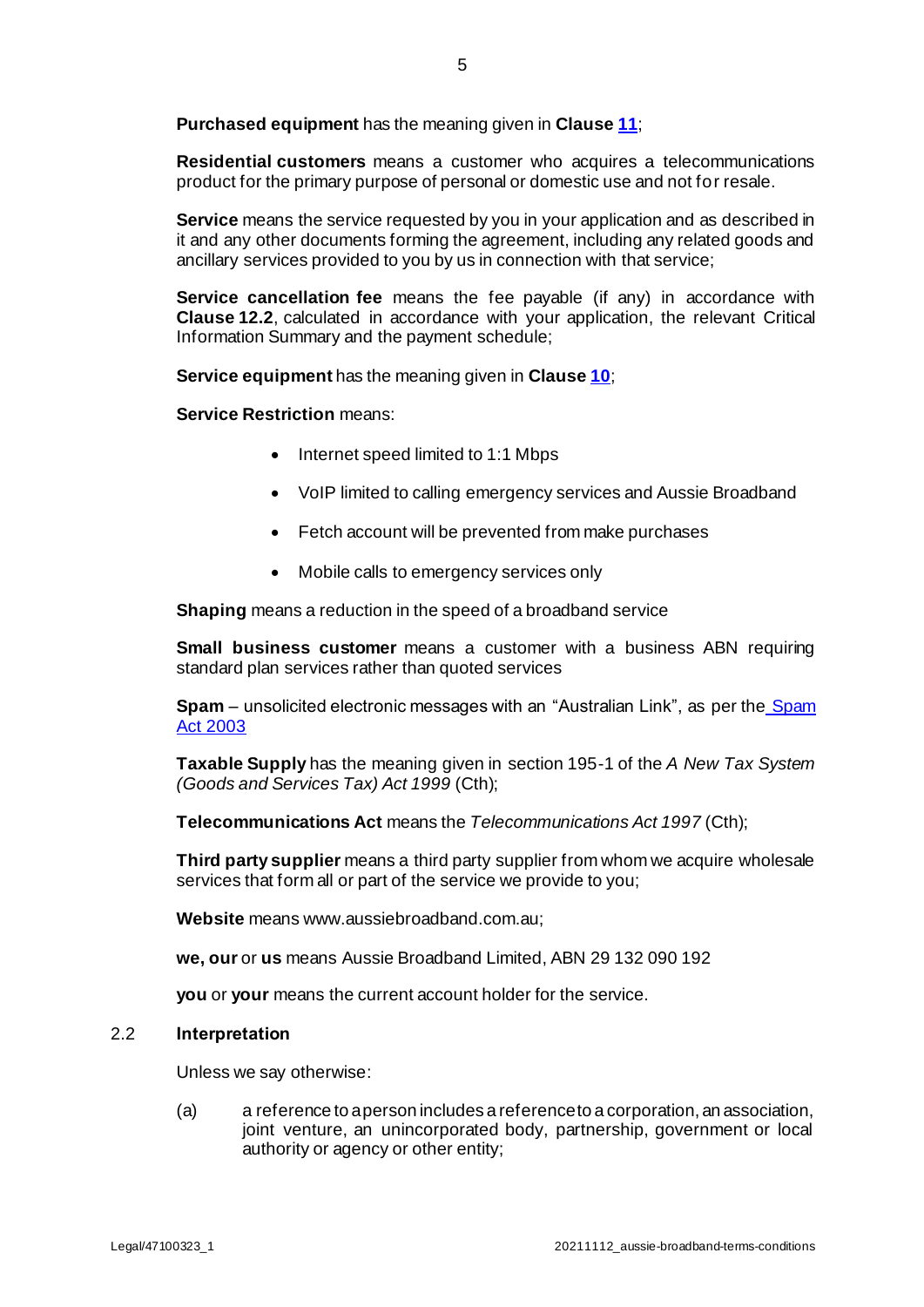**Purchased equipment** has the meaning given in **Clause 11**;

**Residential customers** means a customer who acquires a telecommunications product for the primary purpose of personal or domestic use and not for resale.

**Service** means the service requested by you in your application and as described in it and any other documents forming the agreement, including any related goods and ancillary services provided to you by us in connection with that service;

**Service cancellation fee** means the fee payable (if any) in accordance with **Clause 12.2**, calculated in accordance with your application, the relevant Critical Information Summary and the payment schedule;

**Service equipment** has the meaning given in **Clause 10**;

**Service Restriction** means:

- Internet speed limited to 1:1 Mbps
- VoIP limited to calling emergency services and Aussie Broadband
- Fetch account will be prevented from make purchases
- Mobile calls to emergency services only

**Shaping** means a reduction in the speed of a broadband service

**Small business customer** means a customer with a business ABN requiring standard plan services rather than quoted services

**Spam** – unsolicited electronic messages with an "Australian Link", as per the Spam Act 2003

**Taxable Supply** has the meaning given in section 195-1 of the *A New Tax System (Goods and Services Tax) Act 1999* (Cth);

**Telecommunications Act** means the *Telecommunications Act 1997* (Cth);

**Third party supplier** means a third party supplier from whom we acquire wholesale services that form all or part of the service we provide to you;

**Website** means www.aussiebroadband.com.au;

**we, our** or **us** means Aussie Broadband Limited, ABN 29 132 090 192

**you** or **your** means the current account holder for the service.

### 2.2 Interpretation

Unless we say otherwise:

(a) a reference to a person includes a reference to a corporation, an association, joint venture, an unincorporated body, partnership, government or local authority or agency or other entity;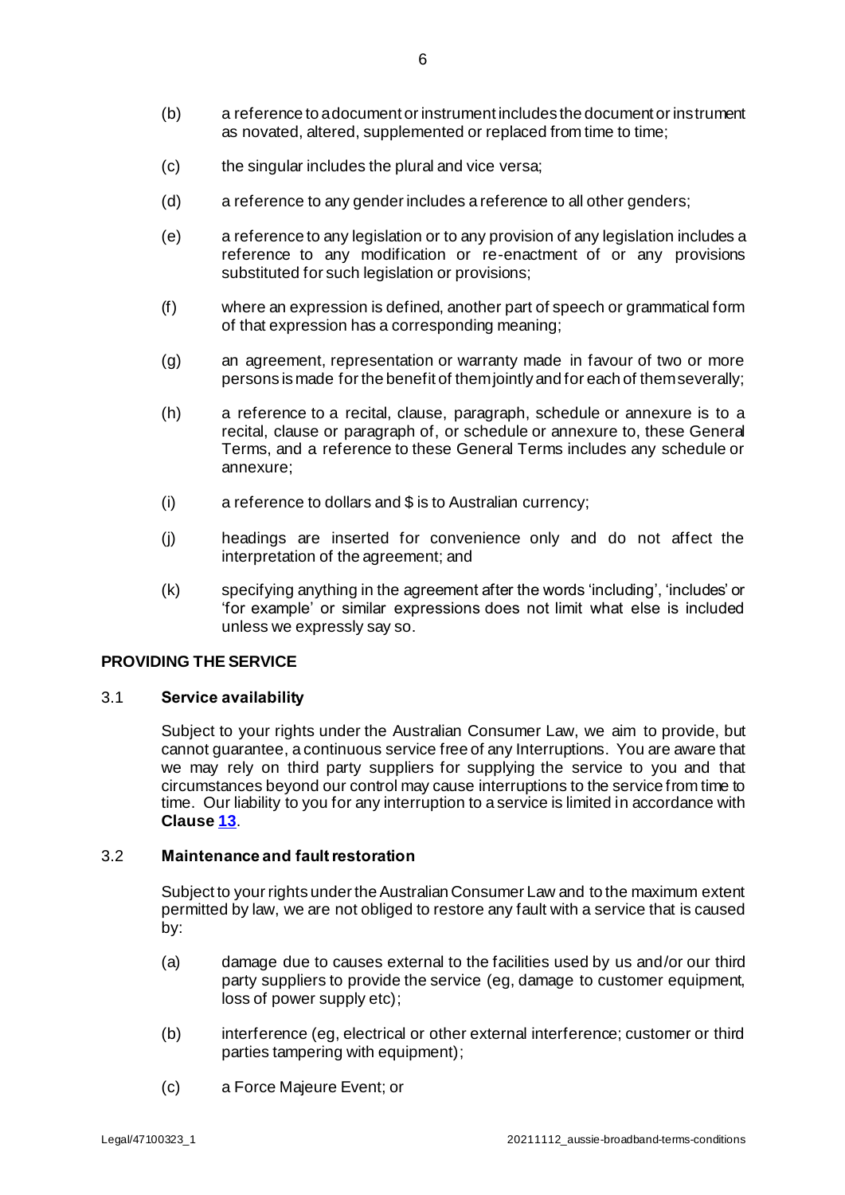(b) a reference to a document or instrument includes the document or instrument as novated, altered, supplemented or replaced from time to time;

(c) the singular includes the plural and vice versa;

(d) a reference to any gender includes a reference to all other genders;

(e) a reference to any legislation or to any provision of any legislation includes a reference to any modification or re-enactment of or any provisions substituted for such legislation or provisions;

(f) where an expression is defined, another part of speech or grammatical form of that expression has a corresponding meaning;

(g) an agreement, representation or warranty made in favour of two or more persons is made for the benefit of them jointly and for each of them severally;

(h) a reference to a recital, clause, paragraph, schedule or annexure is to a recital, clause or paragraph of, or schedule or annexure to, these General Terms, and a reference to these General Terms includes any schedule or annexure;

(i) a reference to dollars and $ is to Australian currency;

(j) headings are inserted for convenience only and do not affect the interpretation of the agreement; and

(k) specifying anything in the agreement after the words 'including', 'includes' or 'for example' or similar expressions does not limit what else is included unless we expressly say so.

## PROVIDING THE SERVICE

### 3.1 Service availability

Subject to your rights under the Australian Consumer Law, we aim to provide, but cannot guarantee, a continuous service free of any Interruptions. You are aware that we may rely on third party suppliers for supplying the service to you and that circumstances beyond our control may cause interruptions to the service from time to time. Our liability to you for any interruption to a service is limited in accordance with **Clause 13**.

### 3.2 Maintenance and fault restoration

Subject to your rights under the Australian Consumer Law and to the maximum extent permitted by law, we are not obliged to restore any fault with a service that is caused by:

(a) damage due to causes external to the facilities used by us and/or our third party suppliers to provide the service (eg, damage to customer equipment, loss of power supply etc);

(b) interference (eg, electrical or other external interference; customer or third parties tampering with equipment);

(c) a Force Majeure Event; or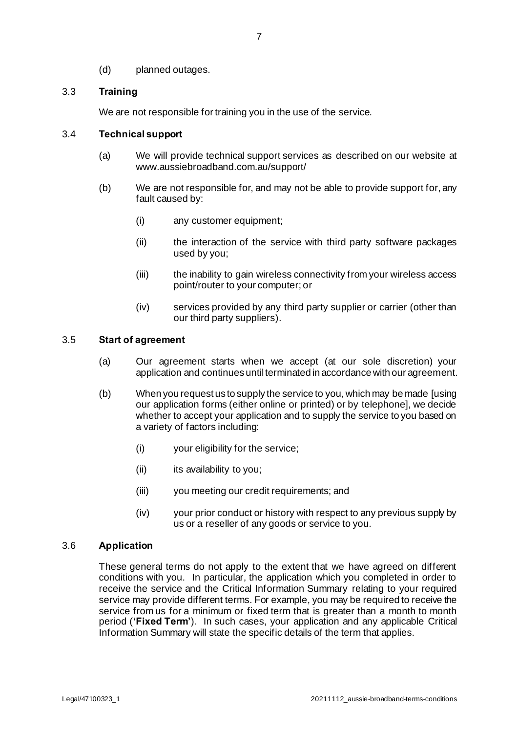(d) planned outages.

### 3.3 Training

We are not responsible for training you in the use of the service.

### 3.4 Technical support

(a) We will provide technical support services as described on our website at www.aussiebroadband.com.au/support/

(b) We are not responsible for, and may not be able to provide support for, any fault caused by:

(i) any customer equipment;

(ii) the interaction of the service with third party software packages used by you;

(iii) the inability to gain wireless connectivity from your wireless access point/router to your computer; or

(iv) services provided by any third party supplier or carrier (other than our third party suppliers).

### 3.5 Start of agreement

(a) Our agreement starts when we accept (at our sole discretion) your application and continues until terminated in accordance with our agreement.

(b) When you request us to supply the service to you, which may be made [using our application forms (either online or printed) or by telephone], we decide whether to accept your application and to supply the service to you based on a variety of factors including:

(i) your eligibility for the service;

(ii) its availability to you;

(iii) you meeting our credit requirements; and

(iv) your prior conduct or history with respect to any previous supply by us or a reseller of any goods or service to you.

### 3.6 Application

These general terms do not apply to the extent that we have agreed on different conditions with you. In particular, the application which you completed in order to receive the service and the Critical Information Summary relating to your required service may provide different terms. For example, you may be required to receive the service from us for a minimum or fixed term that is greater than a month to month period (**'Fixed Term'**). In such cases, your application and any applicable Critical Information Summary will state the specific details of the term that applies.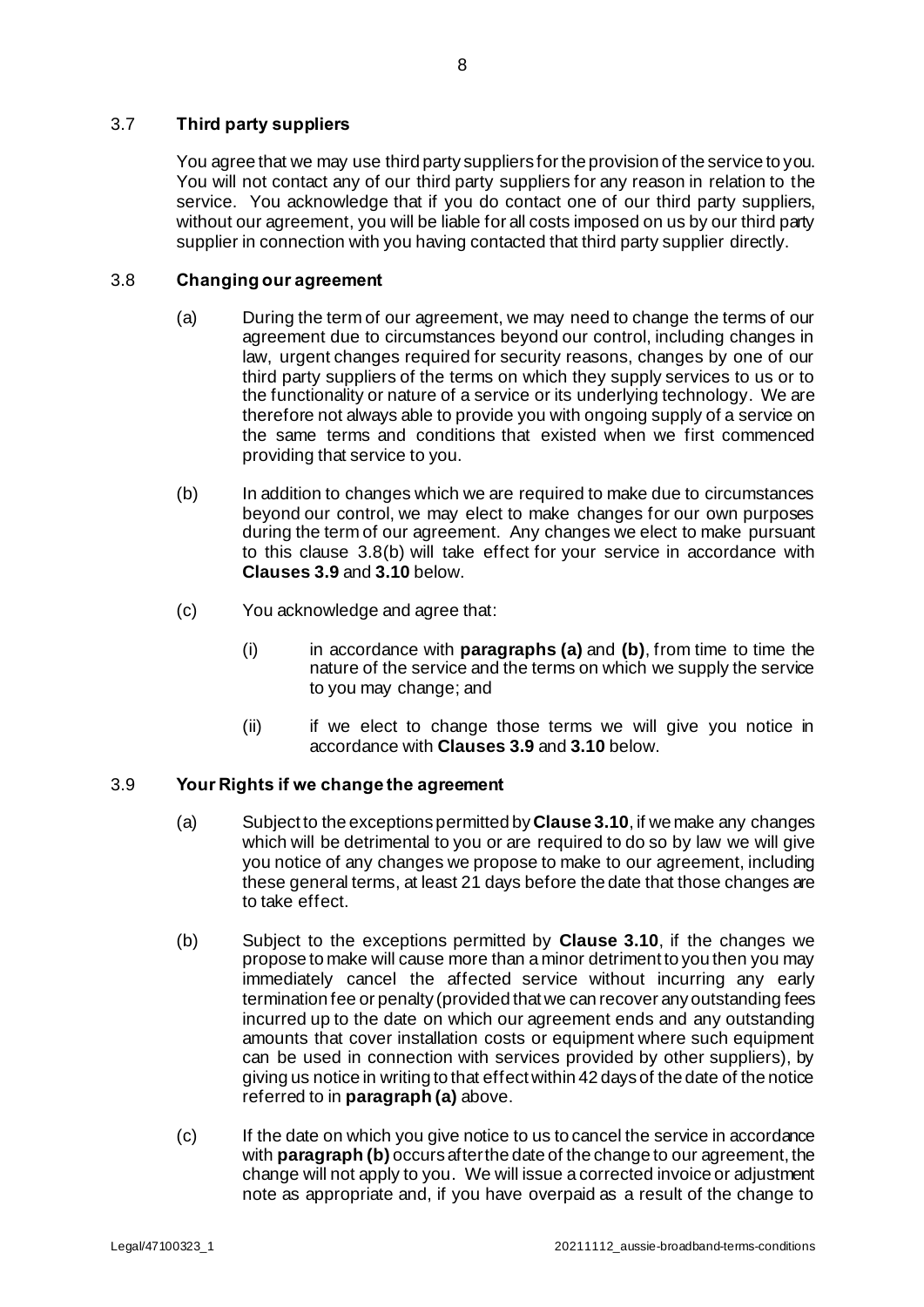## 3.7 **Third party suppliers**

You agree that we may use third party suppliers for the provision of the service to you. You will not contact any of our third party suppliers for any reason in relation to the service. You acknowledge that if you do contact one of our third party suppliers, without our agreement, you will be liable for all costs imposed on us by our third party supplier in connection with you having contacted that third party supplier directly.

## 3.8 **Changing our agreement**

(a) During the term of our agreement, we may need to change the terms of our agreement due to circumstances beyond our control, including changes in law, urgent changes required for security reasons, changes by one of our third party suppliers of the terms on which they supply services to us or to the functionality or nature of a service or its underlying technology. We are therefore not always able to provide you with ongoing supply of a service on the same terms and conditions that existed when we first commenced providing that service to you.

(b) In addition to changes which we are required to make due to circumstances beyond our control, we may elect to make changes for our own purposes during the term of our agreement. Any changes we elect to make pursuant to this clause 3.8(b) will take effect for your service in accordance with **Clauses 3.9** and **3.10** below.

(c) You acknowledge and agree that:

(i) in accordance with **paragraphs (a)** and **(b)**, from time to time the nature of the service and the terms on which we supply the service to you may change; and

(ii) if we elect to change those terms we will give you notice in accordance with **Clauses 3.9** and **3.10** below.

## 3.9 **Your Rights if we change the agreement**

(a) Subject to the exceptions permitted by **Clause 3.10**, if we make any changes which will be detrimental to you or are required to do so by law we will give you notice of any changes we propose to make to our agreement, including these general terms, at least 21 days before the date that those changes are to take effect.

(b) Subject to the exceptions permitted by **Clause 3.10**, if the changes we propose to make will cause more than a minor detriment to you then you may immediately cancel the affected service without incurring any early termination fee or penalty (provided that we can recover any outstanding fees incurred up to the date on which our agreement ends and any outstanding amounts that cover installation costs or equipment where such equipment can be used in connection with services provided by other suppliers), by giving us notice in writing to that effect within 42 days of the date of the notice referred to in **paragraph (a)** above.

(c) If the date on which you give notice to us to cancel the service in accordance with **paragraph (b)** occurs after the date of the change to our agreement, the change will not apply to you. We will issue a corrected invoice or adjustment note as appropriate and, if you have overpaid as a result of the change to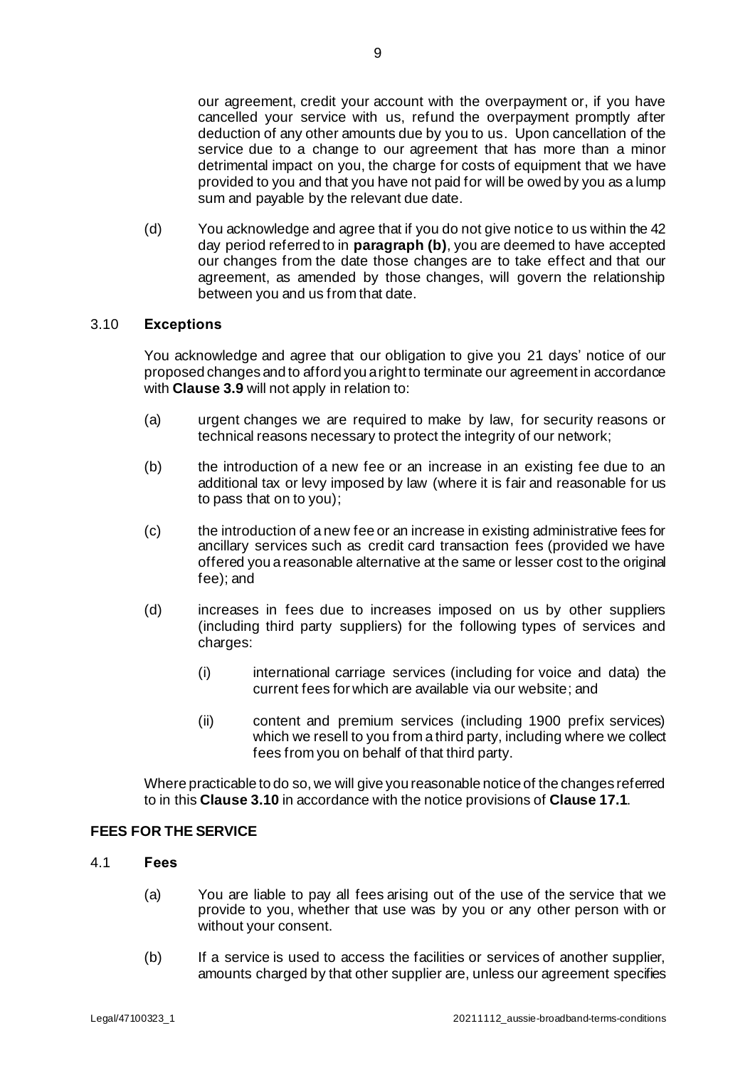our agreement, credit your account with the overpayment or, if you have cancelled your service with us, refund the overpayment promptly after deduction of any other amounts due by you to us. Upon cancellation of the service due to a change to our agreement that has more than a minor detrimental impact on you, the charge for costs of equipment that we have provided to you and that you have not paid for will be owed by you as a lump sum and payable by the relevant due date.

(d) You acknowledge and agree that if you do not give notice to us within the 42 day period referred to in **paragraph (b)**, you are deemed to have accepted our changes from the date those changes are to take effect and that our agreement, as amended by those changes, will govern the relationship between you and us from that date.

### 3.10 Exceptions

You acknowledge and agree that our obligation to give you 21 days' notice of our proposed changes and to afford you a right to terminate our agreement in accordance with **Clause 3.9** will not apply in relation to:

(a) urgent changes we are required to make by law, for security reasons or technical reasons necessary to protect the integrity of our network;

(b) the introduction of a new fee or an increase in an existing fee due to an additional tax or levy imposed by law (where it is fair and reasonable for us to pass that on to you);

(c) the introduction of a new fee or an increase in existing administrative fees for ancillary services such as credit card transaction fees (provided we have offered you a reasonable alternative at the same or lesser cost to the original fee); and

(d) increases in fees due to increases imposed on us by other suppliers (including third party suppliers) for the following types of services and charges:

(i) international carriage services (including for voice and data) the current fees for which are available via our website; and

(ii) content and premium services (including 1900 prefix services) which we resell to you from a third party, including where we collect fees from you on behalf of that third party.

Where practicable to do so, we will give you reasonable notice of the changes referred to in this **Clause 3.10** in accordance with the notice provisions of **Clause 17.1**.

## FEES FOR THE SERVICE

### 4.1 Fees

(a) You are liable to pay all fees arising out of the use of the service that we provide to you, whether that use was by you or any other person with or without your consent.

(b) If a service is used to access the facilities or services of another supplier, amounts charged by that other supplier are, unless our agreement specifies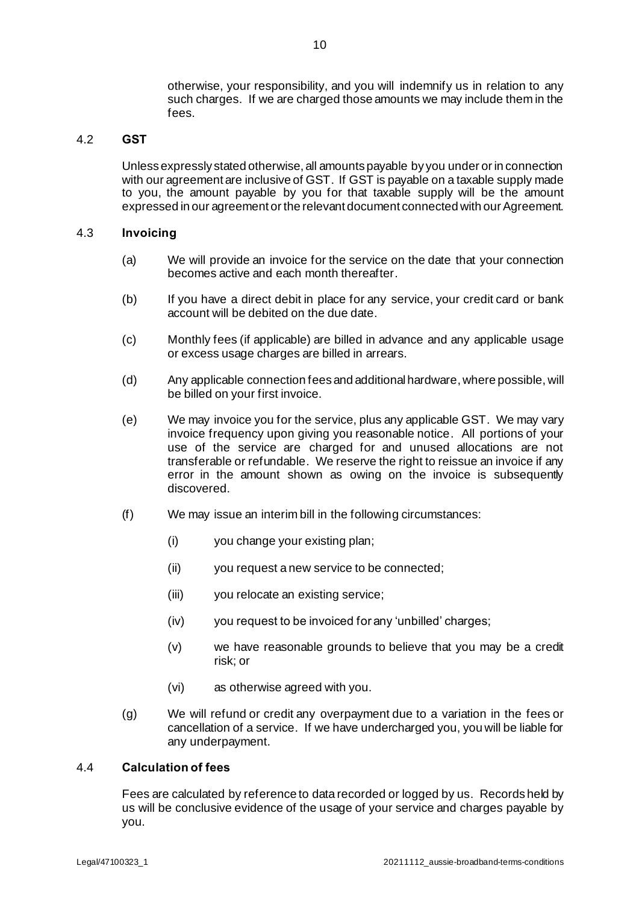otherwise, your responsibility, and you will indemnify us in relation to any such charges. If we are charged those amounts we may include them in the fees.

### 4.2 GST

Unless expressly stated otherwise, all amounts payable by you under or in connection with our agreement are inclusive of GST. If GST is payable on a taxable supply made to you, the amount payable by you for that taxable supply will be the amount expressed in our agreement or the relevant document connected with our Agreement.

### 4.3 Invoicing

(a) We will provide an invoice for the service on the date that your connection becomes active and each month thereafter.

(b) If you have a direct debit in place for any service, your credit card or bank account will be debited on the due date.

(c) Monthly fees (if applicable) are billed in advance and any applicable usage or excess usage charges are billed in arrears.

(d) Any applicable connection fees and additional hardware, where possible, will be billed on your first invoice.

(e) We may invoice you for the service, plus any applicable GST. We may vary invoice frequency upon giving you reasonable notice. All portions of your use of the service are charged for and unused allocations are not transferable or refundable. We reserve the right to reissue an invoice if any error in the amount shown as owing on the invoice is subsequently discovered.

(f) We may issue an interim bill in the following circumstances:

- (i) you change your existing plan;
- (ii) you request a new service to be connected;
- (iii) you relocate an existing service;
- (iv) you request to be invoiced for any 'unbilled' charges;
- (v) we have reasonable grounds to believe that you may be a credit risk; or
- (vi) as otherwise agreed with you.

(g) We will refund or credit any overpayment due to a variation in the fees or cancellation of a service. If we have undercharged you, you will be liable for any underpayment.

### 4.4 Calculation of fees

Fees are calculated by reference to data recorded or logged by us. Records held by us will be conclusive evidence of the usage of your service and charges payable by you.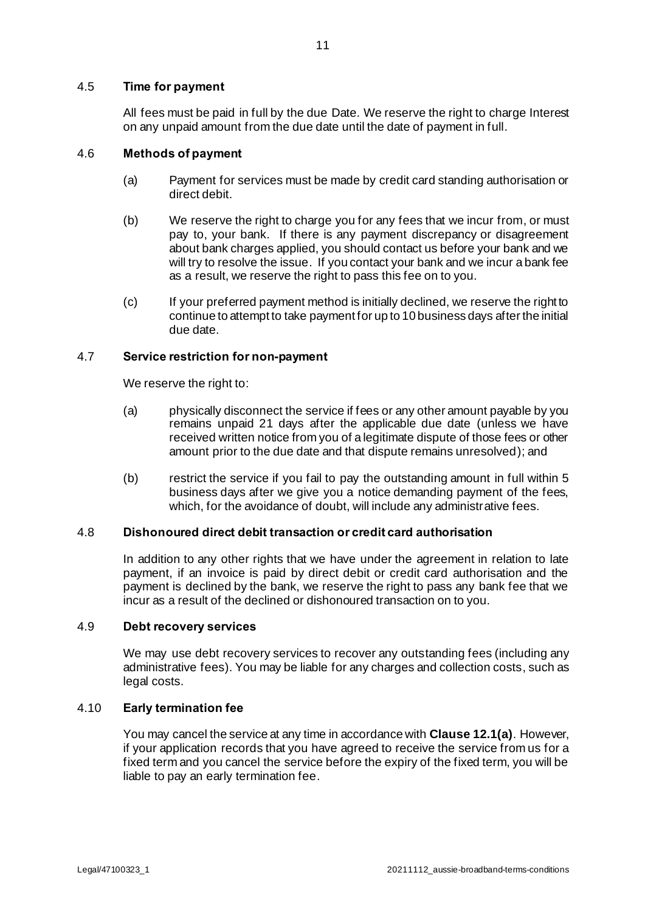### 4.5 **Time for payment**

All fees must be paid in full by the due Date. We reserve the right to charge Interest on any unpaid amount from the due date until the date of payment in full.

### 4.6 **Methods of payment**

(a) Payment for services must be made by credit card standing authorisation or direct debit.

(b) We reserve the right to charge you for any fees that we incur from, or must pay to, your bank. If there is any payment discrepancy or disagreement about bank charges applied, you should contact us before your bank and we will try to resolve the issue. If you contact your bank and we incur a bank fee as a result, we reserve the right to pass this fee on to you.

(c) If your preferred payment method is initially declined, we reserve the right to continue to attempt to take payment for up to 10 business days after the initial due date.

### 4.7 **Service restriction for non-payment**

We reserve the right to:

(a) physically disconnect the service if fees or any other amount payable by you remains unpaid 21 days after the applicable due date (unless we have received written notice from you of a legitimate dispute of those fees or other amount prior to the due date and that dispute remains unresolved); and

(b) restrict the service if you fail to pay the outstanding amount in full within 5 business days after we give you a notice demanding payment of the fees, which, for the avoidance of doubt, will include any administrative fees.

### 4.8 **Dishonoured direct debit transaction or credit card authorisation**

In addition to any other rights that we have under the agreement in relation to late payment, if an invoice is paid by direct debit or credit card authorisation and the payment is declined by the bank, we reserve the right to pass any bank fee that we incur as a result of the declined or dishonoured transaction on to you.

### 4.9 **Debt recovery services**

We may use debt recovery services to recover any outstanding fees (including any administrative fees). You may be liable for any charges and collection costs, such as legal costs.

### 4.10 **Early termination fee**

You may cancel the service at any time in accordance with **Clause 12.1(a)**. However, if your application records that you have agreed to receive the service from us for a fixed term and you cancel the service before the expiry of the fixed term, you will be liable to pay an early termination fee.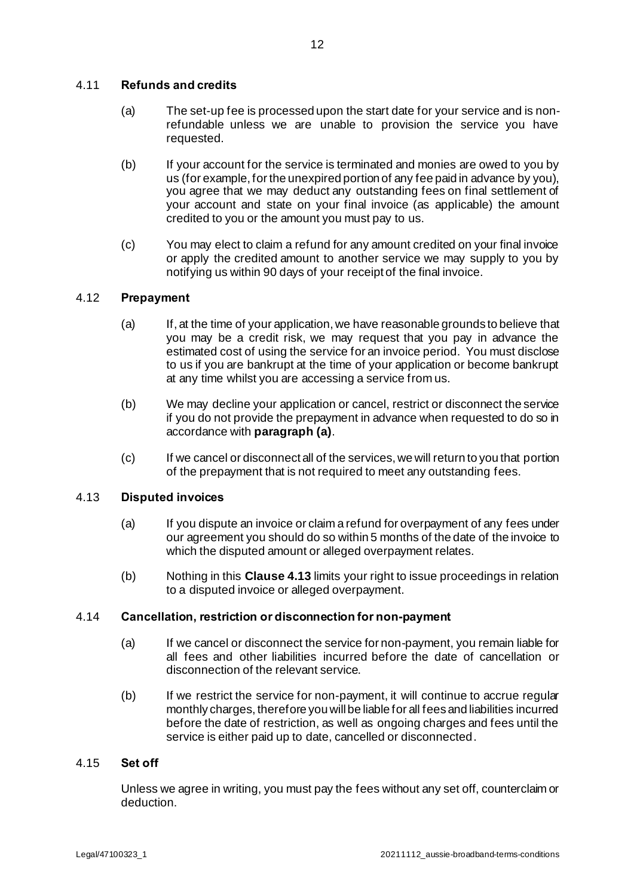### 4.11 **Refunds and credits**

(a) The set-up fee is processed upon the start date for your service and is non-refundable unless we are unable to provision the service you have requested.

(b) If your account for the service is terminated and monies are owed to you by us (for example, for the unexpired portion of any fee paid in advance by you), you agree that we may deduct any outstanding fees on final settlement of your account and state on your final invoice (as applicable) the amount credited to you or the amount you must pay to us.

(c) You may elect to claim a refund for any amount credited on your final invoice or apply the credited amount to another service we may supply to you by notifying us within 90 days of your receipt of the final invoice.

### 4.12 **Prepayment**

(a) If, at the time of your application, we have reasonable grounds to believe that you may be a credit risk, we may request that you pay in advance the estimated cost of using the service for an invoice period. You must disclose to us if you are bankrupt at the time of your application or become bankrupt at any time whilst you are accessing a service from us.

(b) We may decline your application or cancel, restrict or disconnect the service if you do not provide the prepayment in advance when requested to do so in accordance with **paragraph (a)**.

(c) If we cancel or disconnect all of the services, we will return to you that portion of the prepayment that is not required to meet any outstanding fees.

### 4.13 **Disputed invoices**

(a) If you dispute an invoice or claim a refund for overpayment of any fees under our agreement you should do so within 5 months of the date of the invoice to which the disputed amount or alleged overpayment relates.

(b) Nothing in this **Clause 4.13** limits your right to issue proceedings in relation to a disputed invoice or alleged overpayment.

### 4.14 **Cancellation, restriction or disconnection for non-payment**

(a) If we cancel or disconnect the service for non-payment, you remain liable for all fees and other liabilities incurred before the date of cancellation or disconnection of the relevant service.

(b) If we restrict the service for non-payment, it will continue to accrue regular monthly charges, therefore you will be liable for all fees and liabilities incurred before the date of restriction, as well as ongoing charges and fees until the service is either paid up to date, cancelled or disconnected.

### 4.15 **Set off**

Unless we agree in writing, you must pay the fees without any set off, counterclaim or deduction.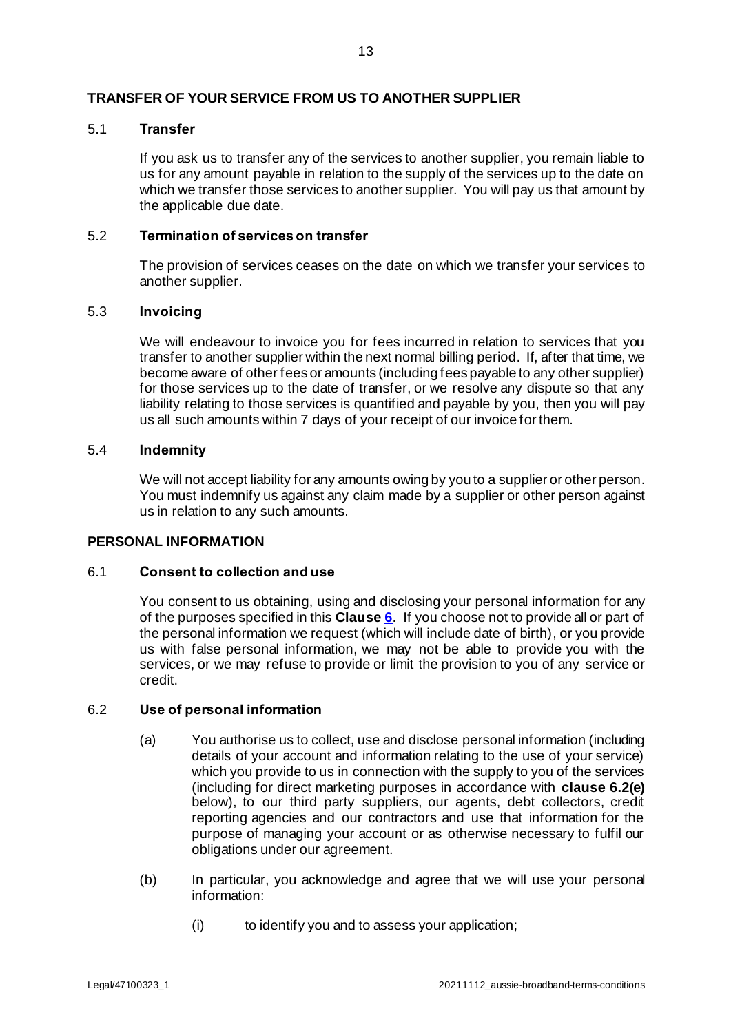## TRANSFER OF YOUR SERVICE FROM US TO ANOTHER SUPPLIER

### 5.1 Transfer

If you ask us to transfer any of the services to another supplier, you remain liable to us for any amount payable in relation to the supply of the services up to the date on which we transfer those services to another supplier. You will pay us that amount by the applicable due date.

### 5.2 Termination of services on transfer

The provision of services ceases on the date on which we transfer your services to another supplier.

### 5.3 Invoicing

We will endeavour to invoice you for fees incurred in relation to services that you transfer to another supplier within the next normal billing period. If, after that time, we become aware of other fees or amounts (including fees payable to any other supplier) for those services up to the date of transfer, or we resolve any dispute so that any liability relating to those services is quantified and payable by you, then you will pay us all such amounts within 7 days of your receipt of our invoice for them.

### 5.4 Indemnity

We will not accept liability for any amounts owing by you to a supplier or other person. You must indemnify us against any claim made by a supplier or other person against us in relation to any such amounts.

## PERSONAL INFORMATION

### 6.1 Consent to collection and use

You consent to us obtaining, using and disclosing your personal information for any of the purposes specified in this **Clause 6**. If you choose not to provide all or part of the personal information we request (which will include date of birth), or you provide us with false personal information, we may not be able to provide you with the services, or we may refuse to provide or limit the provision to you of any service or credit.

### 6.2 Use of personal information

(a) You authorise us to collect, use and disclose personal information (including details of your account and information relating to the use of your service) which you provide to us in connection with the supply to you of the services (including for direct marketing purposes in accordance with **clause 6.2(e)** below), to our third party suppliers, our agents, debt collectors, credit reporting agencies and our contractors and use that information for the purpose of managing your account or as otherwise necessary to fulfil our obligations under our agreement.

(b) In particular, you acknowledge and agree that we will use your personal information:

(i) to identify you and to assess your application;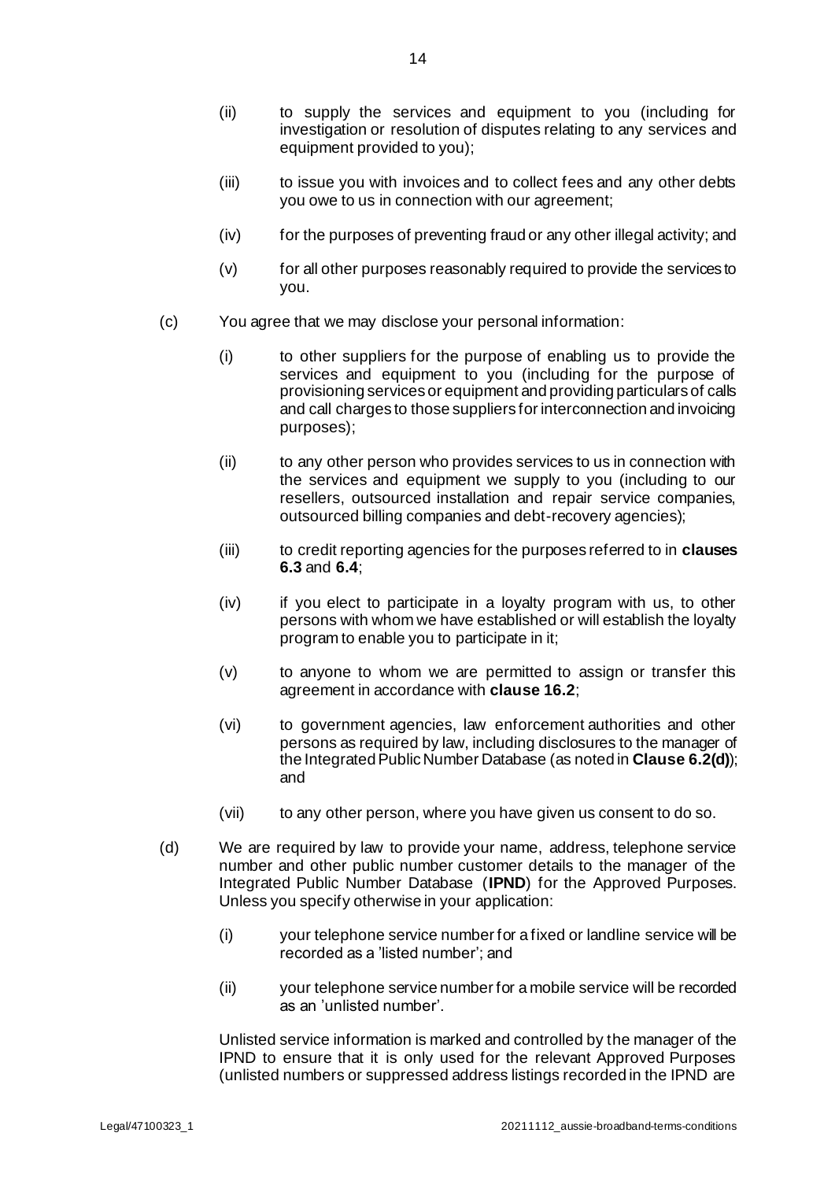(ii) to supply the services and equipment to you (including for investigation or resolution of disputes relating to any services and equipment provided to you);

(iii) to issue you with invoices and to collect fees and any other debts you owe to us in connection with our agreement;

(iv) for the purposes of preventing fraud or any other illegal activity; and

(v) for all other purposes reasonably required to provide the services to you.

(c) You agree that we may disclose your personal information:

(i) to other suppliers for the purpose of enabling us to provide the services and equipment to you (including for the purpose of provisioning services or equipment and providing particulars of calls and call charges to those suppliers for interconnection and invoicing purposes);

(ii) to any other person who provides services to us in connection with the services and equipment we supply to you (including to our resellers, outsourced installation and repair service companies, outsourced billing companies and debt-recovery agencies);

(iii) to credit reporting agencies for the purposes referred to in **clauses 6.3** and **6.4**;

(iv) if you elect to participate in a loyalty program with us, to other persons with whom we have established or will establish the loyalty program to enable you to participate in it;

(v) to anyone to whom we are permitted to assign or transfer this agreement in accordance with **clause 16.2**;

(vi) to government agencies, law enforcement authorities and other persons as required by law, including disclosures to the manager of the Integrated Public Number Database (as noted in **Clause 6.2(d)**); and

(vii) to any other person, where you have given us consent to do so.

(d) We are required by law to provide your name, address, telephone service number and other public number customer details to the manager of the Integrated Public Number Database (**IPND**) for the Approved Purposes. Unless you specify otherwise in your application:

(i) your telephone service number for a fixed or landline service will be recorded as a 'listed number'; and

(ii) your telephone service number for a mobile service will be recorded as an 'unlisted number'.

Unlisted service information is marked and controlled by the manager of the IPND to ensure that it is only used for the relevant Approved Purposes (unlisted numbers or suppressed address listings recorded in the IPND are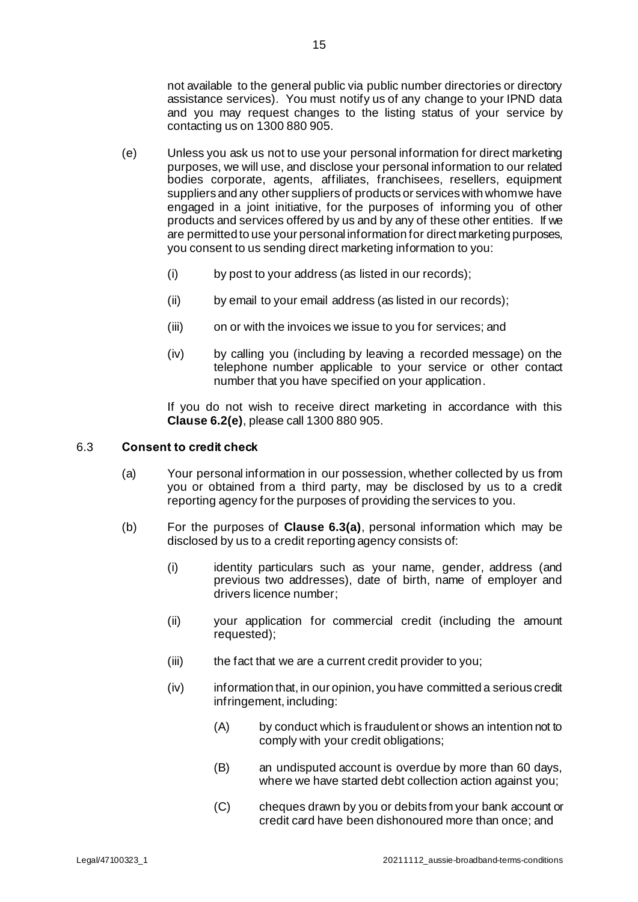not available to the general public via public number directories or directory assistance services). You must notify us of any change to your IPND data and you may request changes to the listing status of your service by contacting us on 1300 880 905.

(e) Unless you ask us not to use your personal information for direct marketing purposes, we will use, and disclose your personal information to our related bodies corporate, agents, affiliates, franchisees, resellers, equipment suppliers and any other suppliers of products or services with whom we have engaged in a joint initiative, for the purposes of informing you of other products and services offered by us and by any of these other entities. If we are permitted to use your personal information for direct marketing purposes, you consent to us sending direct marketing information to you:

   (i) by post to your address (as listed in our records);

   (ii) by email to your email address (as listed in our records);

   (iii) on or with the invoices we issue to you for services; and

   (iv) by calling you (including by leaving a recorded message) on the telephone number applicable to your service or other contact number that you have specified on your application.

   If you do not wish to receive direct marketing in accordance with this **Clause 6.2(e)**, please call 1300 880 905.

### 6.3 **Consent to credit check**

(a) Your personal information in our possession, whether collected by us from you or obtained from a third party, may be disclosed by us to a credit reporting agency for the purposes of providing the services to you.

(b) For the purposes of **Clause 6.3(a)**, personal information which may be disclosed by us to a credit reporting agency consists of:

   (i) identity particulars such as your name, gender, address (and previous two addresses), date of birth, name of employer and drivers licence number;

   (ii) your application for commercial credit (including the amount requested);

   (iii) the fact that we are a current credit provider to you;

   (iv) information that, in our opinion, you have committed a serious credit infringement, including:

      (A) by conduct which is fraudulent or shows an intention not to comply with your credit obligations;

      (B) an undisputed account is overdue by more than 60 days, where we have started debt collection action against you;

      (C) cheques drawn by you or debits from your bank account or credit card have been dishonoured more than once; and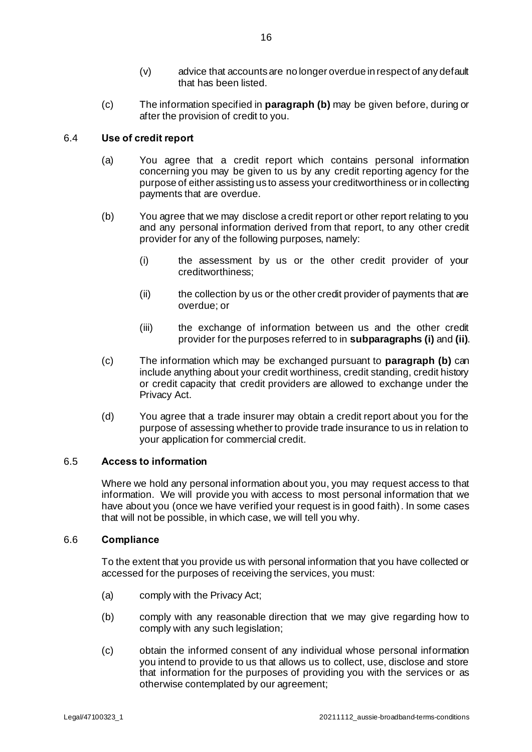(v) advice that accounts are no longer overdue in respect of any default that has been listed.

(c) The information specified in **paragraph (b)** may be given before, during or after the provision of credit to you.

### 6.4 Use of credit report

(a) You agree that a credit report which contains personal information concerning you may be given to us by any credit reporting agency for the purpose of either assisting us to assess your creditworthiness or in collecting payments that are overdue.

(b) You agree that we may disclose a credit report or other report relating to you and any personal information derived from that report, to any other credit provider for any of the following purposes, namely:

(i) the assessment by us or the other credit provider of your creditworthiness;

(ii) the collection by us or the other credit provider of payments that are overdue; or

(iii) the exchange of information between us and the other credit provider for the purposes referred to in **subparagraphs (i)** and **(ii)**.

(c) The information which may be exchanged pursuant to **paragraph (b)** can include anything about your credit worthiness, credit standing, credit history or credit capacity that credit providers are allowed to exchange under the Privacy Act.

(d) You agree that a trade insurer may obtain a credit report about you for the purpose of assessing whether to provide trade insurance to us in relation to your application for commercial credit.

### 6.5 Access to information

Where we hold any personal information about you, you may request access to that information. We will provide you with access to most personal information that we have about you (once we have verified your request is in good faith). In some cases that will not be possible, in which case, we will tell you why.

### 6.6 Compliance

To the extent that you provide us with personal information that you have collected or accessed for the purposes of receiving the services, you must:

(a) comply with the Privacy Act;

(b) comply with any reasonable direction that we may give regarding how to comply with any such legislation;

(c) obtain the informed consent of any individual whose personal information you intend to provide to us that allows us to collect, use, disclose and store that information for the purposes of providing you with the services or as otherwise contemplated by our agreement;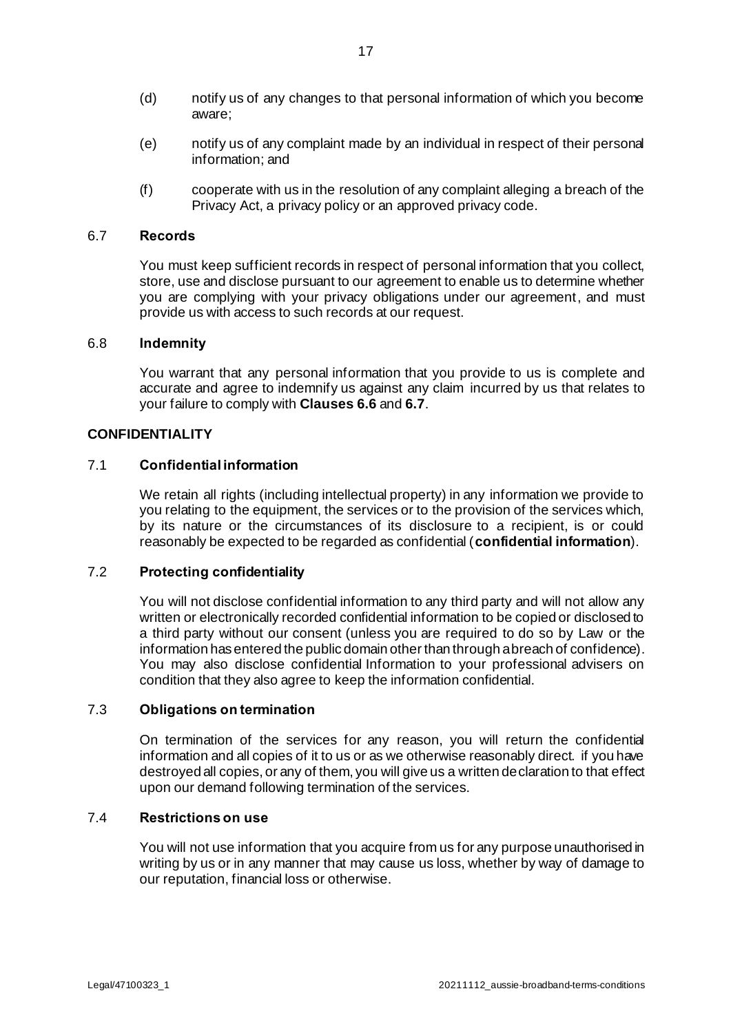(d) notify us of any changes to that personal information of which you become aware;

(e) notify us of any complaint made by an individual in respect of their personal information; and

(f) cooperate with us in the resolution of any complaint alleging a breach of the Privacy Act, a privacy policy or an approved privacy code.

### 6.7 Records

You must keep sufficient records in respect of personal information that you collect, store, use and disclose pursuant to our agreement to enable us to determine whether you are complying with your privacy obligations under our agreement, and must provide us with access to such records at our request.

### 6.8 Indemnity

You warrant that any personal information that you provide to us is complete and accurate and agree to indemnify us against any claim incurred by us that relates to your failure to comply with **Clauses 6.6** and **6.7**.

## CONFIDENTIALITY

### 7.1 Confidential information

We retain all rights (including intellectual property) in any information we provide to you relating to the equipment, the services or to the provision of the services which, by its nature or the circumstances of its disclosure to a recipient, is or could reasonably be expected to be regarded as confidential (**confidential information**).

### 7.2 Protecting confidentiality

You will not disclose confidential information to any third party and will not allow any written or electronically recorded confidential information to be copied or disclosed to a third party without our consent (unless you are required to do so by Law or the information has entered the public domain other than through a breach of confidence). You may also disclose confidential Information to your professional advisers on condition that they also agree to keep the information confidential.

### 7.3 Obligations on termination

On termination of the services for any reason, you will return the confidential information and all copies of it to us or as we otherwise reasonably direct. if you have destroyed all copies, or any of them, you will give us a written declaration to that effect upon our demand following termination of the services.

### 7.4 Restrictions on use

You will not use information that you acquire from us for any purpose unauthorised in writing by us or in any manner that may cause us loss, whether by way of damage to our reputation, financial loss or otherwise.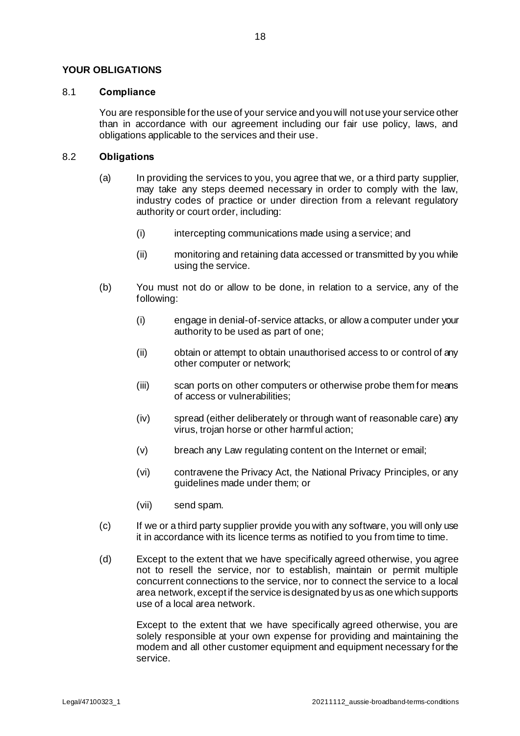## YOUR OBLIGATIONS

### 8.1 Compliance

You are responsible for the use of your service and you will not use your service other than in accordance with our agreement including our fair use policy, laws, and obligations applicable to the services and their use.

### 8.2 Obligations

(a) In providing the services to you, you agree that we, or a third party supplier, may take any steps deemed necessary in order to comply with the law, industry codes of practice or under direction from a relevant regulatory authority or court order, including:

  (i) intercepting communications made using a service; and

  (ii) monitoring and retaining data accessed or transmitted by you while using the service.

(b) You must not do or allow to be done, in relation to a service, any of the following:

  (i) engage in denial-of-service attacks, or allow a computer under your authority to be used as part of one;

  (ii) obtain or attempt to obtain unauthorised access to or control of any other computer or network;

  (iii) scan ports on other computers or otherwise probe them for means of access or vulnerabilities;

  (iv) spread (either deliberately or through want of reasonable care) any virus, trojan horse or other harmful action;

  (v) breach any Law regulating content on the Internet or email;

  (vi) contravene the Privacy Act, the National Privacy Principles, or any guidelines made under them; or

  (vii) send spam.

(c) If we or a third party supplier provide you with any software, you will only use it in accordance with its licence terms as notified to you from time to time.

(d) Except to the extent that we have specifically agreed otherwise, you agree not to resell the service, nor to establish, maintain or permit multiple concurrent connections to the service, nor to connect the service to a local area network, except if the service is designated by us as one which supports use of a local area network.

  Except to the extent that we have specifically agreed otherwise, you are solely responsible at your own expense for providing and maintaining the modem and all other customer equipment and equipment necessary for the service.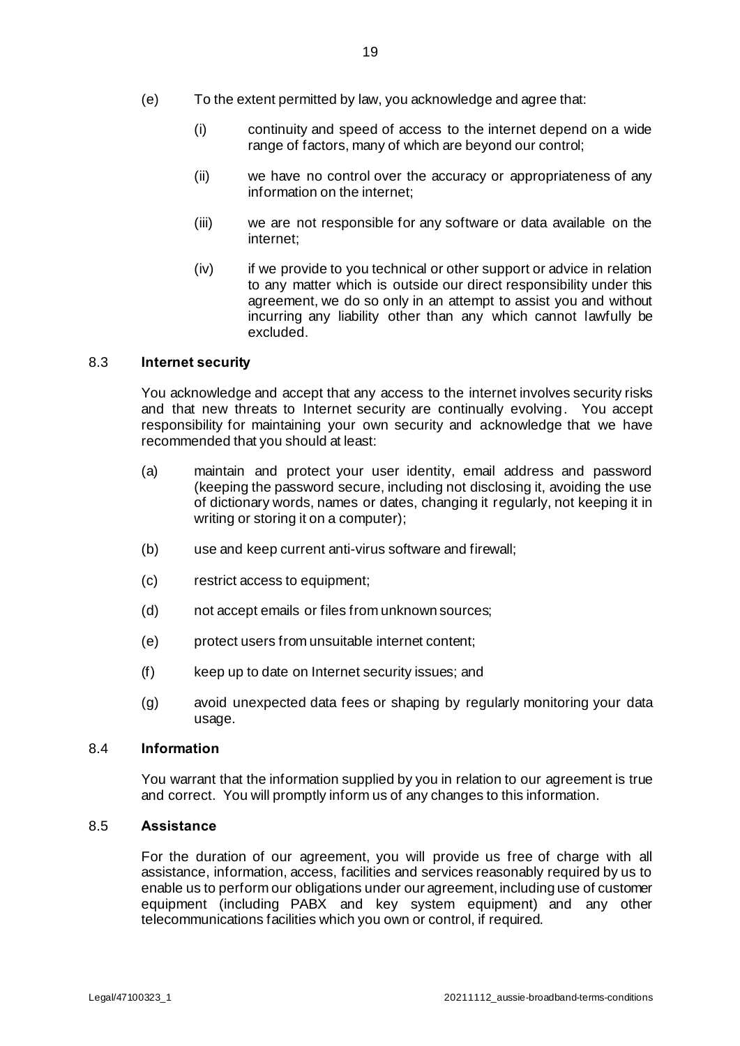(e) To the extent permitted by law, you acknowledge and agree that:

(i) continuity and speed of access to the internet depend on a wide range of factors, many of which are beyond our control;

(ii) we have no control over the accuracy or appropriateness of any information on the internet;

(iii) we are not responsible for any software or data available on the internet;

(iv) if we provide to you technical or other support or advice in relation to any matter which is outside our direct responsibility under this agreement, we do so only in an attempt to assist you and without incurring any liability other than any which cannot lawfully be excluded.

### 8.3 Internet security

You acknowledge and accept that any access to the internet involves security risks and that new threats to Internet security are continually evolving. You accept responsibility for maintaining your own security and acknowledge that we have recommended that you should at least:

(a) maintain and protect your user identity, email address and password (keeping the password secure, including not disclosing it, avoiding the use of dictionary words, names or dates, changing it regularly, not keeping it in writing or storing it on a computer);

(b) use and keep current anti-virus software and firewall;

(c) restrict access to equipment;

(d) not accept emails or files from unknown sources;

(e) protect users from unsuitable internet content;

(f) keep up to date on Internet security issues; and

(g) avoid unexpected data fees or shaping by regularly monitoring your data usage.

### 8.4 Information

You warrant that the information supplied by you in relation to our agreement is true and correct. You will promptly inform us of any changes to this information.

### 8.5 Assistance

For the duration of our agreement, you will provide us free of charge with all assistance, information, access, facilities and services reasonably required by us to enable us to perform our obligations under our agreement, including use of customer equipment (including PABX and key system equipment) and any other telecommunications facilities which you own or control, if required.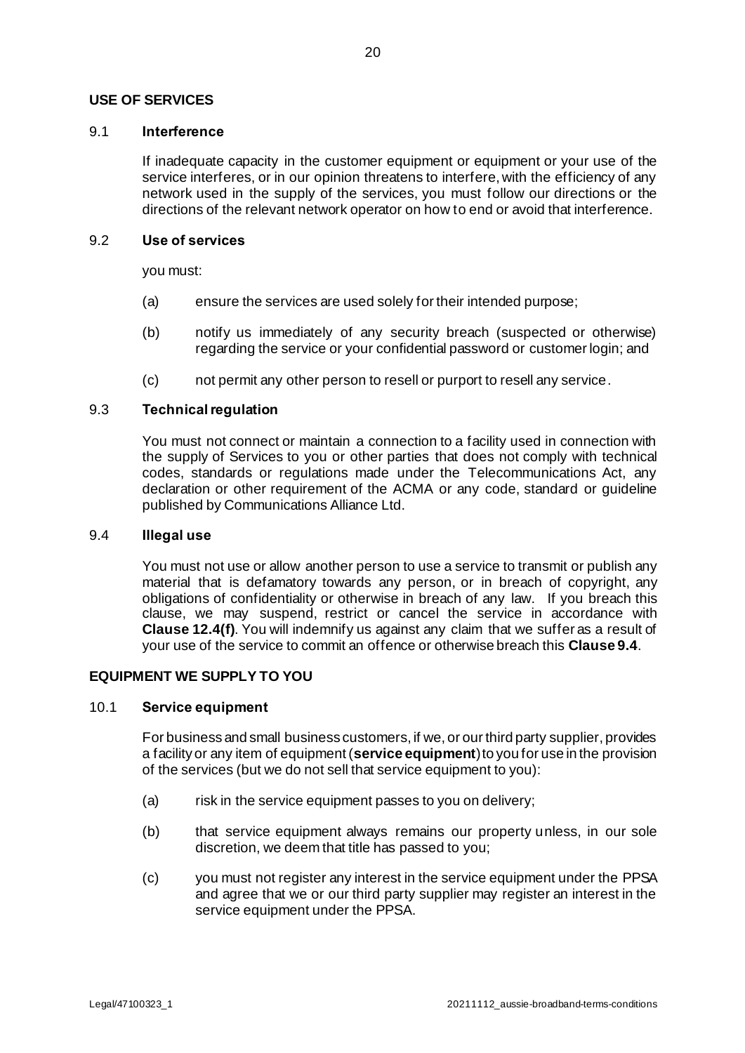## USE OF SERVICES

9.1 **Interference**

If inadequate capacity in the customer equipment or equipment or your use of the service interferes, or in our opinion threatens to interfere, with the efficiency of any network used in the supply of the services, you must follow our directions or the directions of the relevant network operator on how to end or avoid that interference.

9.2 **Use of services**

you must:

(a) ensure the services are used solely for their intended purpose;

(b) notify us immediately of any security breach (suspected or otherwise) regarding the service or your confidential password or customer login; and

(c) not permit any other person to resell or purport to resell any service.

9.3 **Technical regulation**

You must not connect or maintain a connection to a facility used in connection with the supply of Services to you or other parties that does not comply with technical codes, standards or regulations made under the Telecommunications Act, any declaration or other requirement of the ACMA or any code, standard or guideline published by Communications Alliance Ltd.

9.4 **Illegal use**

You must not use or allow another person to use a service to transmit or publish any material that is defamatory towards any person, or in breach of copyright, any obligations of confidentiality or otherwise in breach of any law. If you breach this clause, we may suspend, restrict or cancel the service in accordance with **Clause 12.4(f)**. You will indemnify us against any claim that we suffer as a result of your use of the service to commit an offence or otherwise breach this **Clause 9.4**.

## EQUIPMENT WE SUPPLY TO YOU

10.1 **Service equipment**

For business and small business customers, if we, or our third party supplier, provides a facility or any item of equipment (**service equipment**) to you for use in the provision of the services (but we do not sell that service equipment to you):

(a) risk in the service equipment passes to you on delivery;

(b) that service equipment always remains our property unless, in our sole discretion, we deem that title has passed to you;

(c) you must not register any interest in the service equipment under the PPSA and agree that we or our third party supplier may register an interest in the service equipment under the PPSA.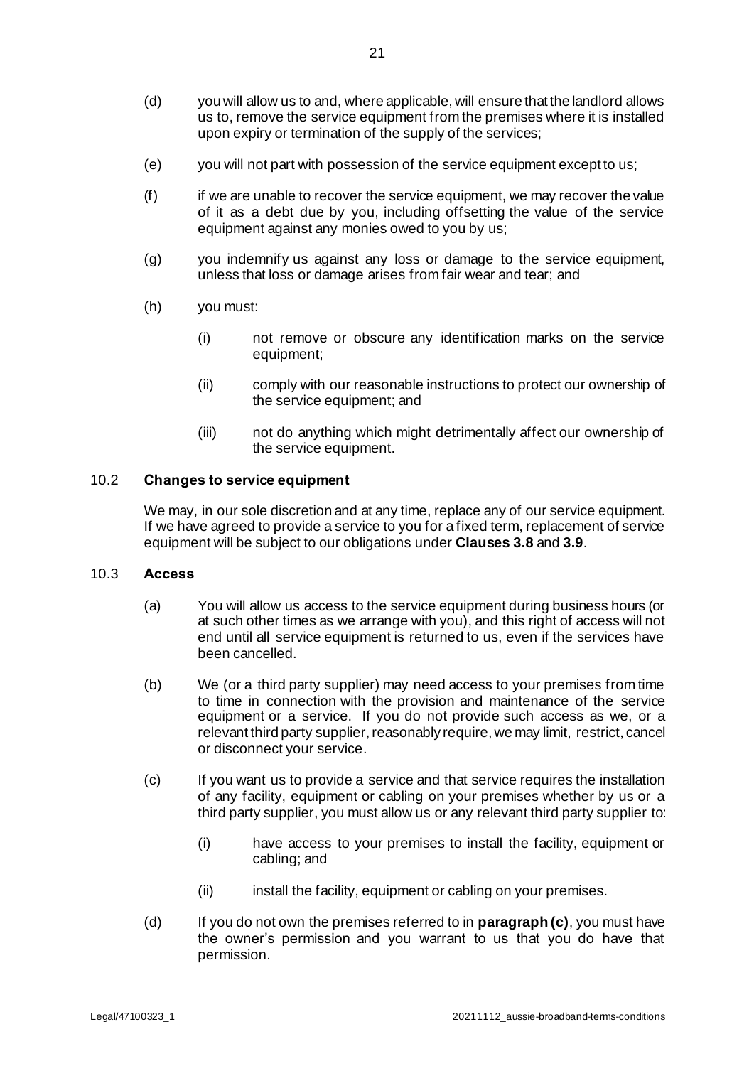(d) you will allow us to and, where applicable, will ensure that the landlord allows us to, remove the service equipment from the premises where it is installed upon expiry or termination of the supply of the services;

(e) you will not part with possession of the service equipment except to us;

(f) if we are unable to recover the service equipment, we may recover the value of it as a debt due by you, including offsetting the value of the service equipment against any monies owed to you by us;

(g) you indemnify us against any loss or damage to the service equipment, unless that loss or damage arises from fair wear and tear; and

(h) you must:

   (i) not remove or obscure any identification marks on the service equipment;

   (ii) comply with our reasonable instructions to protect our ownership of the service equipment; and

   (iii) not do anything which might detrimentally affect our ownership of the service equipment.

### 10.2 Changes to service equipment

We may, in our sole discretion and at any time, replace any of our service equipment. If we have agreed to provide a service to you for a fixed term, replacement of service equipment will be subject to our obligations under **Clauses 3.8** and **3.9**.

### 10.3 Access

(a) You will allow us access to the service equipment during business hours (or at such other times as we arrange with you), and this right of access will not end until all service equipment is returned to us, even if the services have been cancelled.

(b) We (or a third party supplier) may need access to your premises from time to time in connection with the provision and maintenance of the service equipment or a service. If you do not provide such access as we, or a relevant third party supplier, reasonably require, we may limit, restrict, cancel or disconnect your service.

(c) If you want us to provide a service and that service requires the installation of any facility, equipment or cabling on your premises whether by us or a third party supplier, you must allow us or any relevant third party supplier to:

   (i) have access to your premises to install the facility, equipment or cabling; and

   (ii) install the facility, equipment or cabling on your premises.

(d) If you do not own the premises referred to in **paragraph (c)**, you must have the owner's permission and you warrant to us that you do have that permission.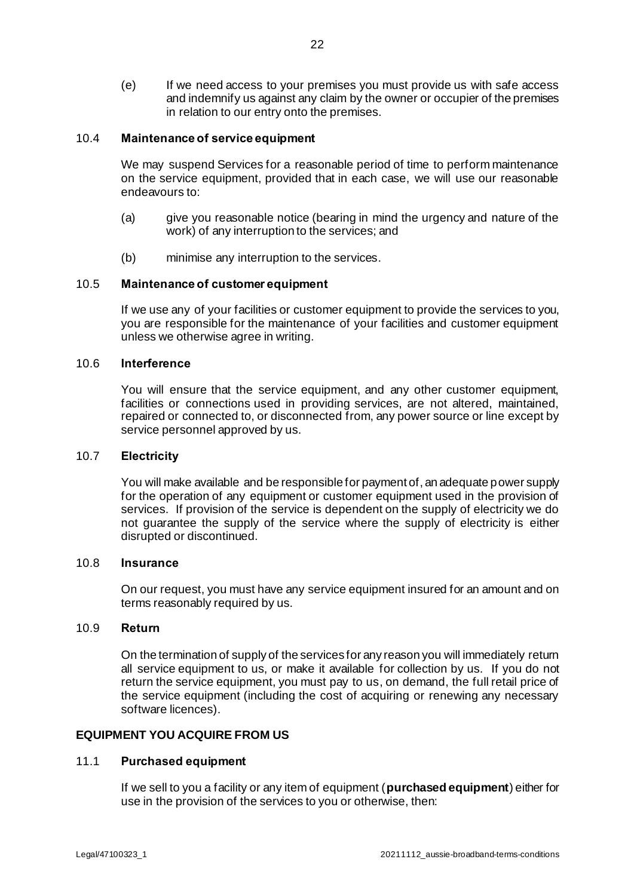(e) If we need access to your premises you must provide us with safe access and indemnify us against any claim by the owner or occupier of the premises in relation to our entry onto the premises.

### 10.4 Maintenance of service equipment

We may suspend Services for a reasonable period of time to perform maintenance on the service equipment, provided that in each case, we will use our reasonable endeavours to:

(a) give you reasonable notice (bearing in mind the urgency and nature of the work) of any interruption to the services; and

(b) minimise any interruption to the services.

### 10.5 Maintenance of customer equipment

If we use any of your facilities or customer equipment to provide the services to you, you are responsible for the maintenance of your facilities and customer equipment unless we otherwise agree in writing.

### 10.6 Interference

You will ensure that the service equipment, and any other customer equipment, facilities or connections used in providing services, are not altered, maintained, repaired or connected to, or disconnected from, any power source or line except by service personnel approved by us.

### 10.7 Electricity

You will make available and be responsible for payment of, an adequate power supply for the operation of any equipment or customer equipment used in the provision of services. If provision of the service is dependent on the supply of electricity we do not guarantee the supply of the service where the supply of electricity is either disrupted or discontinued.

### 10.8 Insurance

On our request, you must have any service equipment insured for an amount and on terms reasonably required by us.

### 10.9 Return

On the termination of supply of the services for any reason you will immediately return all service equipment to us, or make it available for collection by us. If you do not return the service equipment, you must pay to us, on demand, the full retail price of the service equipment (including the cost of acquiring or renewing any necessary software licences).

## EQUIPMENT YOU ACQUIRE FROM US

### 11.1 Purchased equipment

If we sell to you a facility or any item of equipment (**purchased equipment**) either for use in the provision of the services to you or otherwise, then: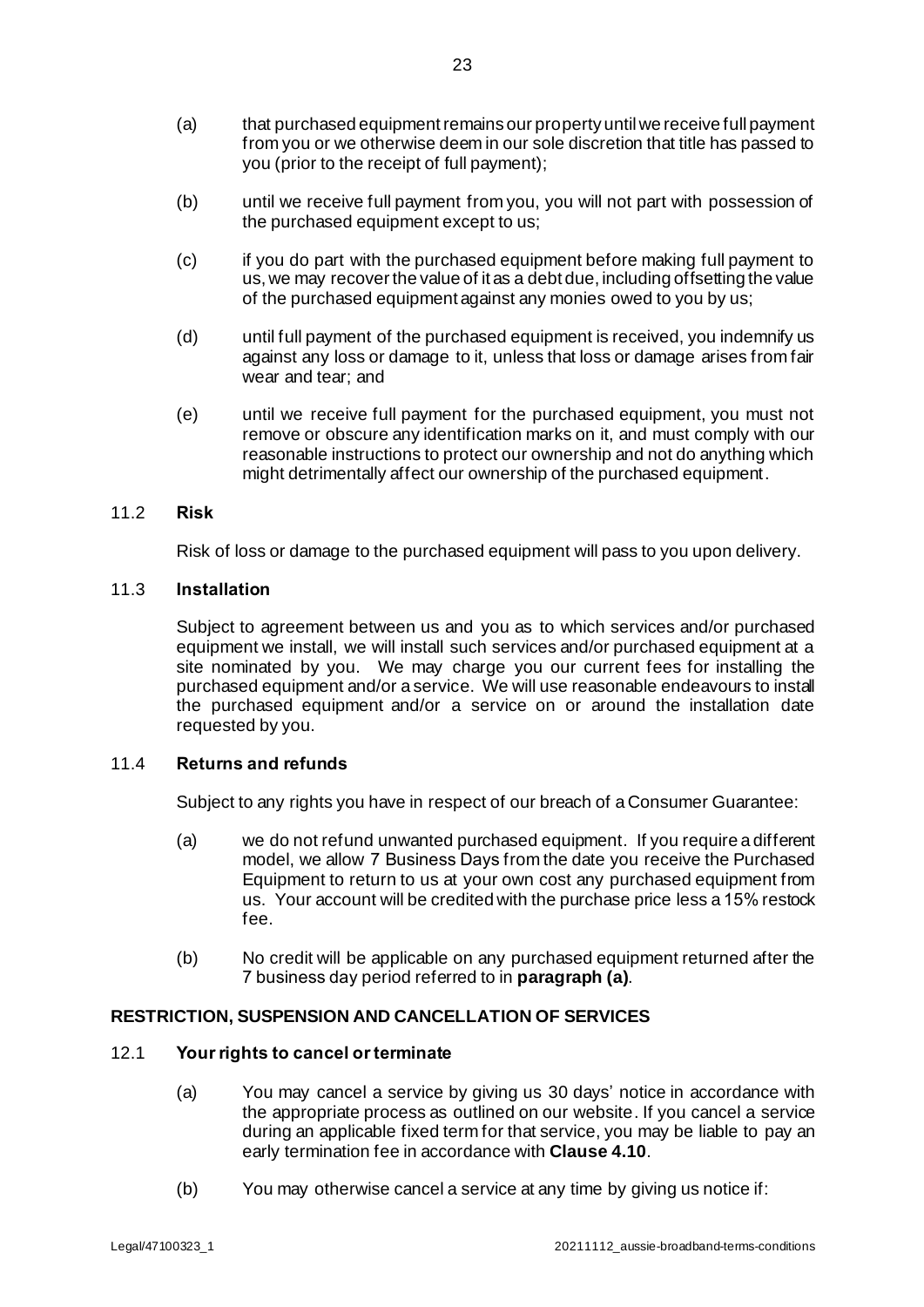(a) that purchased equipment remains our property until we receive full payment from you or we otherwise deem in our sole discretion that title has passed to you (prior to the receipt of full payment);

(b) until we receive full payment from you, you will not part with possession of the purchased equipment except to us;

(c) if you do part with the purchased equipment before making full payment to us, we may recover the value of it as a debt due, including offsetting the value of the purchased equipment against any monies owed to you by us;

(d) until full payment of the purchased equipment is received, you indemnify us against any loss or damage to it, unless that loss or damage arises from fair wear and tear; and

(e) until we receive full payment for the purchased equipment, you must not remove or obscure any identification marks on it, and must comply with our reasonable instructions to protect our ownership and not do anything which might detrimentally affect our ownership of the purchased equipment.

### 11.2 **Risk**

Risk of loss or damage to the purchased equipment will pass to you upon delivery.

### 11.3 **Installation**

Subject to agreement between us and you as to which services and/or purchased equipment we install, we will install such services and/or purchased equipment at a site nominated by you. We may charge you our current fees for installing the purchased equipment and/or a service. We will use reasonable endeavours to install the purchased equipment and/or a service on or around the installation date requested by you.

### 11.4 **Returns and refunds**

Subject to any rights you have in respect of our breach of a Consumer Guarantee:

(a) we do not refund unwanted purchased equipment. If you require a different model, we allow 7 Business Days from the date you receive the Purchased Equipment to return to us at your own cost any purchased equipment from us. Your account will be credited with the purchase price less a 15% restock fee.

(b) No credit will be applicable on any purchased equipment returned after the 7 business day period referred to in **paragraph (a)**.

## **RESTRICTION, SUSPENSION AND CANCELLATION OF SERVICES**

### 12.1 **Your rights to cancel or terminate**

(a) You may cancel a service by giving us 30 days' notice in accordance with the appropriate process as outlined on our website. If you cancel a service during an applicable fixed term for that service, you may be liable to pay an early termination fee in accordance with **Clause 4.10**.

(b) You may otherwise cancel a service at any time by giving us notice if: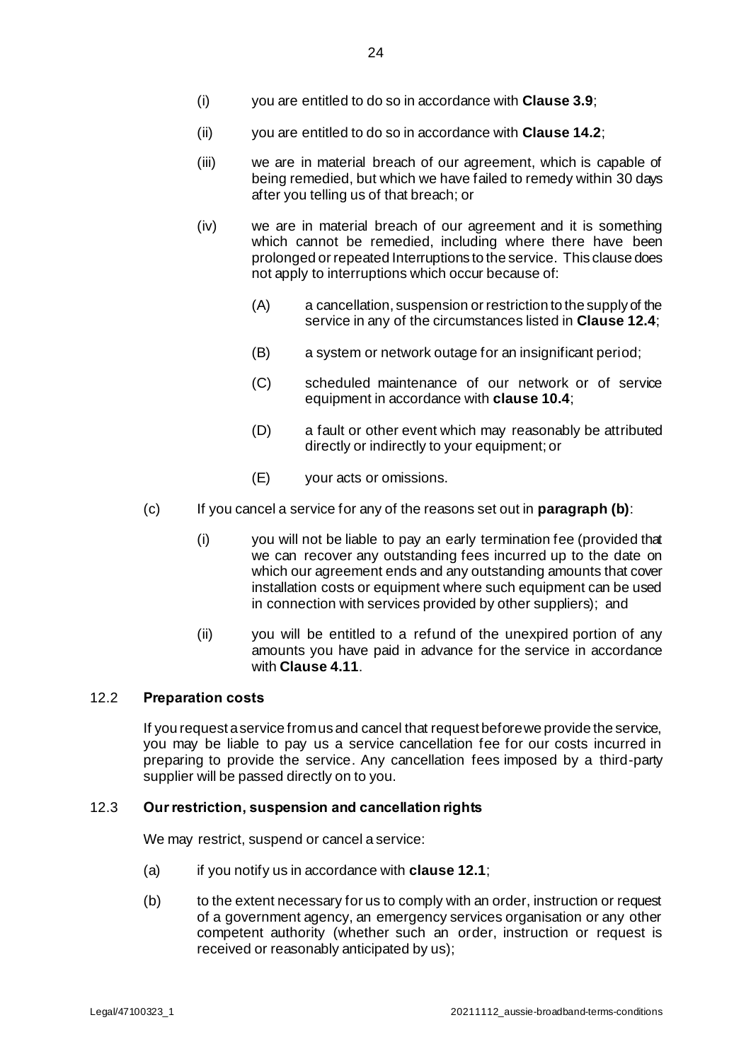(i) you are entitled to do so in accordance with **Clause 3.9**;

(ii) you are entitled to do so in accordance with **Clause 14.2**;

(iii) we are in material breach of our agreement, which is capable of being remedied, but which we have failed to remedy within 30 days after you telling us of that breach; or

(iv) we are in material breach of our agreement and it is something which cannot be remedied, including where there have been prolonged or repeated Interruptions to the service. This clause does not apply to interruptions which occur because of:

(A) a cancellation, suspension or restriction to the supply of the service in any of the circumstances listed in **Clause 12.4**;

(B) a system or network outage for an insignificant period;

(C) scheduled maintenance of our network or of service equipment in accordance with **clause 10.4**;

(D) a fault or other event which may reasonably be attributed directly or indirectly to your equipment; or

(E) your acts or omissions.

(c) If you cancel a service for any of the reasons set out in **paragraph (b)**:

(i) you will not be liable to pay an early termination fee (provided that we can recover any outstanding fees incurred up to the date on which our agreement ends and any outstanding amounts that cover installation costs or equipment where such equipment can be used in connection with services provided by other suppliers); and

(ii) you will be entitled to a refund of the unexpired portion of any amounts you have paid in advance for the service in accordance with **Clause 4.11**.

12.2 **Preparation costs**

If you request a service from us and cancel that request before we provide the service, you may be liable to pay us a service cancellation fee for our costs incurred in preparing to provide the service. Any cancellation fees imposed by a third-party supplier will be passed directly on to you.

12.3 **Our restriction, suspension and cancellation rights**

We may restrict, suspend or cancel a service:

(a) if you notify us in accordance with **clause 12.1**;

(b) to the extent necessary for us to comply with an order, instruction or request of a government agency, an emergency services organisation or any other competent authority (whether such an order, instruction or request is received or reasonably anticipated by us);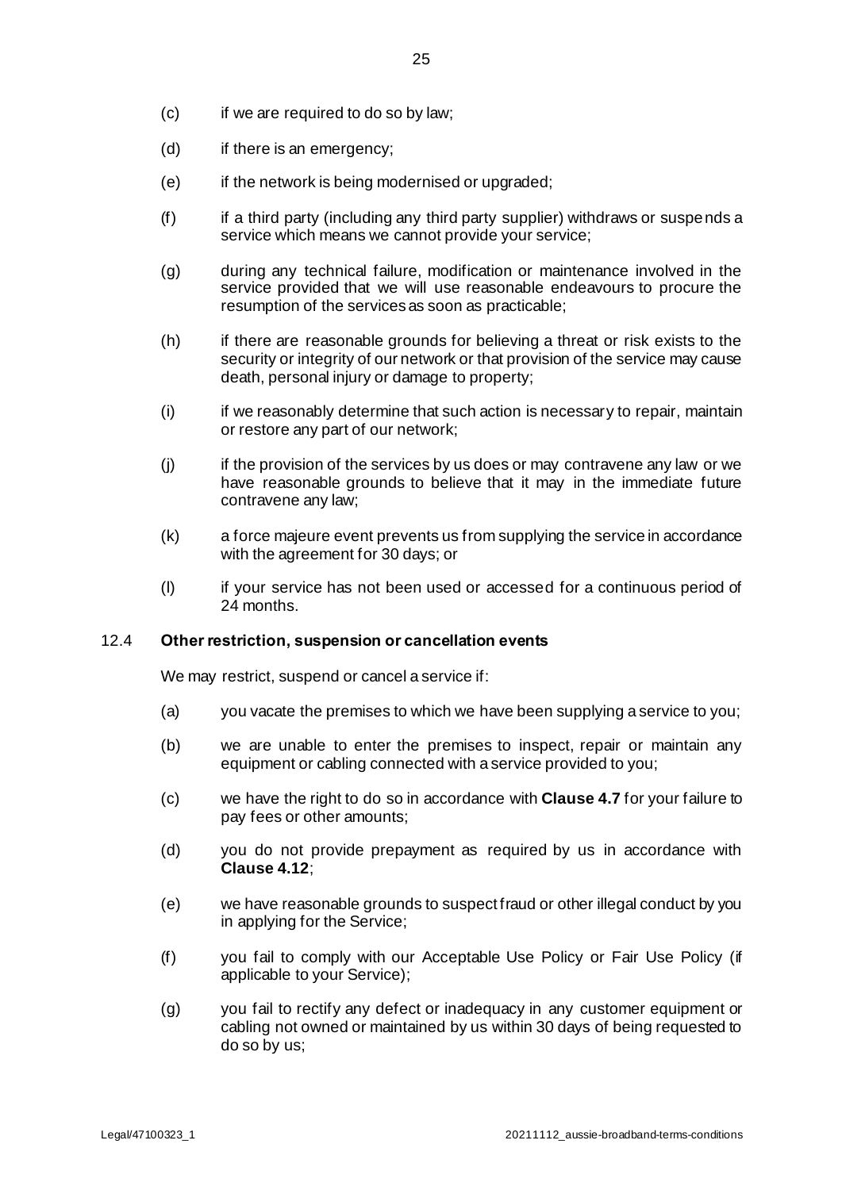(c) if we are required to do so by law;

(d) if there is an emergency;

(e) if the network is being modernised or upgraded;

(f) if a third party (including any third party supplier) withdraws or suspends a service which means we cannot provide your service;

(g) during any technical failure, modification or maintenance involved in the service provided that we will use reasonable endeavours to procure the resumption of the services as soon as practicable;

(h) if there are reasonable grounds for believing a threat or risk exists to the security or integrity of our network or that provision of the service may cause death, personal injury or damage to property;

(i) if we reasonably determine that such action is necessary to repair, maintain or restore any part of our network;

(j) if the provision of the services by us does or may contravene any law or we have reasonable grounds to believe that it may in the immediate future contravene any law;

(k) a force majeure event prevents us from supplying the service in accordance with the agreement for 30 days; or

(l) if your service has not been used or accessed for a continuous period of 24 months.

### 12.4 **Other restriction, suspension or cancellation events**

We may restrict, suspend or cancel a service if:

(a) you vacate the premises to which we have been supplying a service to you;

(b) we are unable to enter the premises to inspect, repair or maintain any equipment or cabling connected with a service provided to you;

(c) we have the right to do so in accordance with **Clause 4.7** for your failure to pay fees or other amounts;

(d) you do not provide prepayment as required by us in accordance with **Clause 4.12**;

(e) we have reasonable grounds to suspect fraud or other illegal conduct by you in applying for the Service;

(f) you fail to comply with our Acceptable Use Policy or Fair Use Policy (if applicable to your Service);

(g) you fail to rectify any defect or inadequacy in any customer equipment or cabling not owned or maintained by us within 30 days of being requested to do so by us;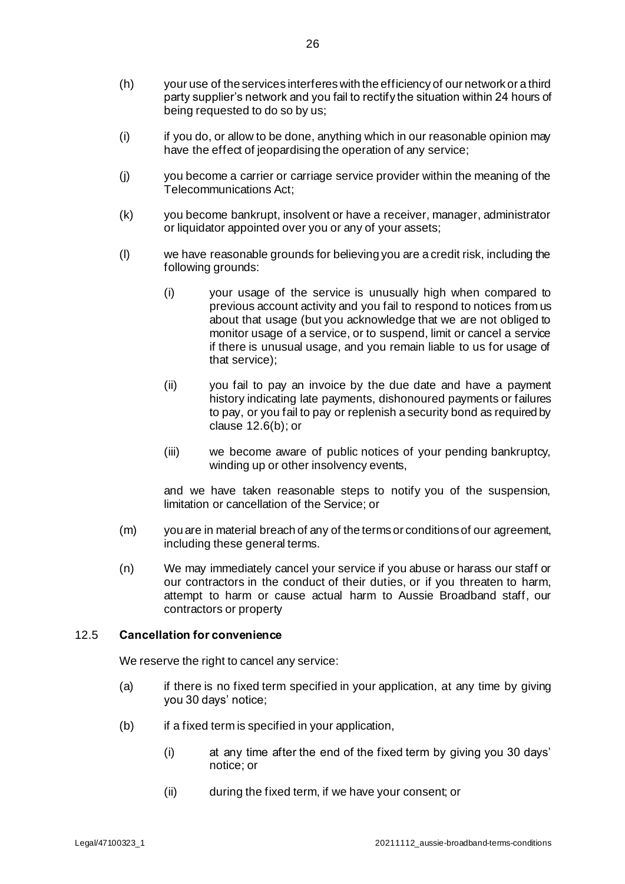(h) your use of the services interferes with the efficiency of our network or a third party supplier's network and you fail to rectify the situation within 24 hours of being requested to do so by us;

(i) if you do, or allow to be done, anything which in our reasonable opinion may have the effect of jeopardising the operation of any service;

(j) you become a carrier or carriage service provider within the meaning of the Telecommunications Act;

(k) you become bankrupt, insolvent or have a receiver, manager, administrator or liquidator appointed over you or any of your assets;

(l) we have reasonable grounds for believing you are a credit risk, including the following grounds:

    (i) your usage of the service is unusually high when compared to previous account activity and you fail to respond to notices from us about that usage (but you acknowledge that we are not obliged to monitor usage of a service, or to suspend, limit or cancel a service if there is unusual usage, and you remain liable to us for usage of that service);

    (ii) you fail to pay an invoice by the due date and have a payment history indicating late payments, dishonoured payments or failures to pay, or you fail to pay or replenish a security bond as required by clause 12.6(b); or

    (iii) we become aware of public notices of your pending bankruptcy, winding up or other insolvency events,

    and we have taken reasonable steps to notify you of the suspension, limitation or cancellation of the Service; or

(m) you are in material breach of any of the terms or conditions of our agreement, including these general terms.

(n) We may immediately cancel your service if you abuse or harass our staff or our contractors in the conduct of their duties, or if you threaten to harm, attempt to harm or cause actual harm to Aussie Broadband staff, our contractors or property

### 12.5 **Cancellation for convenience**

We reserve the right to cancel any service:

(a) if there is no fixed term specified in your application, at any time by giving you 30 days' notice;

(b) if a fixed term is specified in your application,

    (i) at any time after the end of the fixed term by giving you 30 days' notice; or

    (ii) during the fixed term, if we have your consent; or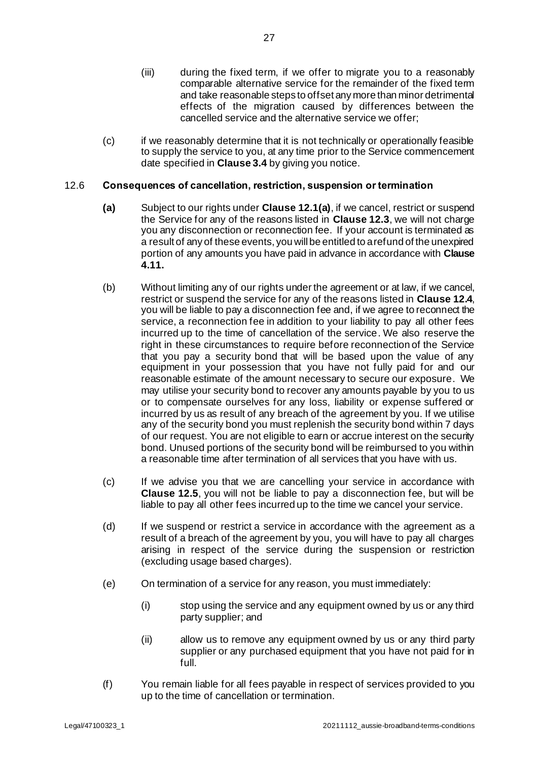(iii) during the fixed term, if we offer to migrate you to a reasonably comparable alternative service for the remainder of the fixed term and take reasonable steps to offset any more than minor detrimental effects of the migration caused by differences between the cancelled service and the alternative service we offer;

(c) if we reasonably determine that it is not technically or operationally feasible to supply the service to you, at any time prior to the Service commencement date specified in **Clause 3.4** by giving you notice.

### 12.6 Consequences of cancellation, restriction, suspension or termination

**(a)** Subject to our rights under **Clause 12.1(a)**, if we cancel, restrict or suspend the Service for any of the reasons listed in **Clause 12.3**, we will not charge you any disconnection or reconnection fee. If your account is terminated as a result of any of these events, you will be entitled to a refund of the unexpired portion of any amounts you have paid in advance in accordance with **Clause 4.11.**

(b) Without limiting any of our rights under the agreement or at law, if we cancel, restrict or suspend the service for any of the reasons listed in **Clause 12.4**, you will be liable to pay a disconnection fee and, if we agree to reconnect the service, a reconnection fee in addition to your liability to pay all other fees incurred up to the time of cancellation of the service. We also reserve the right in these circumstances to require before reconnection of the Service that you pay a security bond that will be based upon the value of any equipment in your possession that you have not fully paid for and our reasonable estimate of the amount necessary to secure our exposure. We may utilise your security bond to recover any amounts payable by you to us or to compensate ourselves for any loss, liability or expense suffered or incurred by us as result of any breach of the agreement by you. If we utilise any of the security bond you must replenish the security bond within 7 days of our request. You are not eligible to earn or accrue interest on the security bond. Unused portions of the security bond will be reimbursed to you within a reasonable time after termination of all services that you have with us.

(c) If we advise you that we are cancelling your service in accordance with **Clause 12.5**, you will not be liable to pay a disconnection fee, but will be liable to pay all other fees incurred up to the time we cancel your service.

(d) If we suspend or restrict a service in accordance with the agreement as a result of a breach of the agreement by you, you will have to pay all charges arising in respect of the service during the suspension or restriction (excluding usage based charges).

(e) On termination of a service for any reason, you must immediately:

(i) stop using the service and any equipment owned by us or any third party supplier; and

(ii) allow us to remove any equipment owned by us or any third party supplier or any purchased equipment that you have not paid for in full.

(f) You remain liable for all fees payable in respect of services provided to you up to the time of cancellation or termination.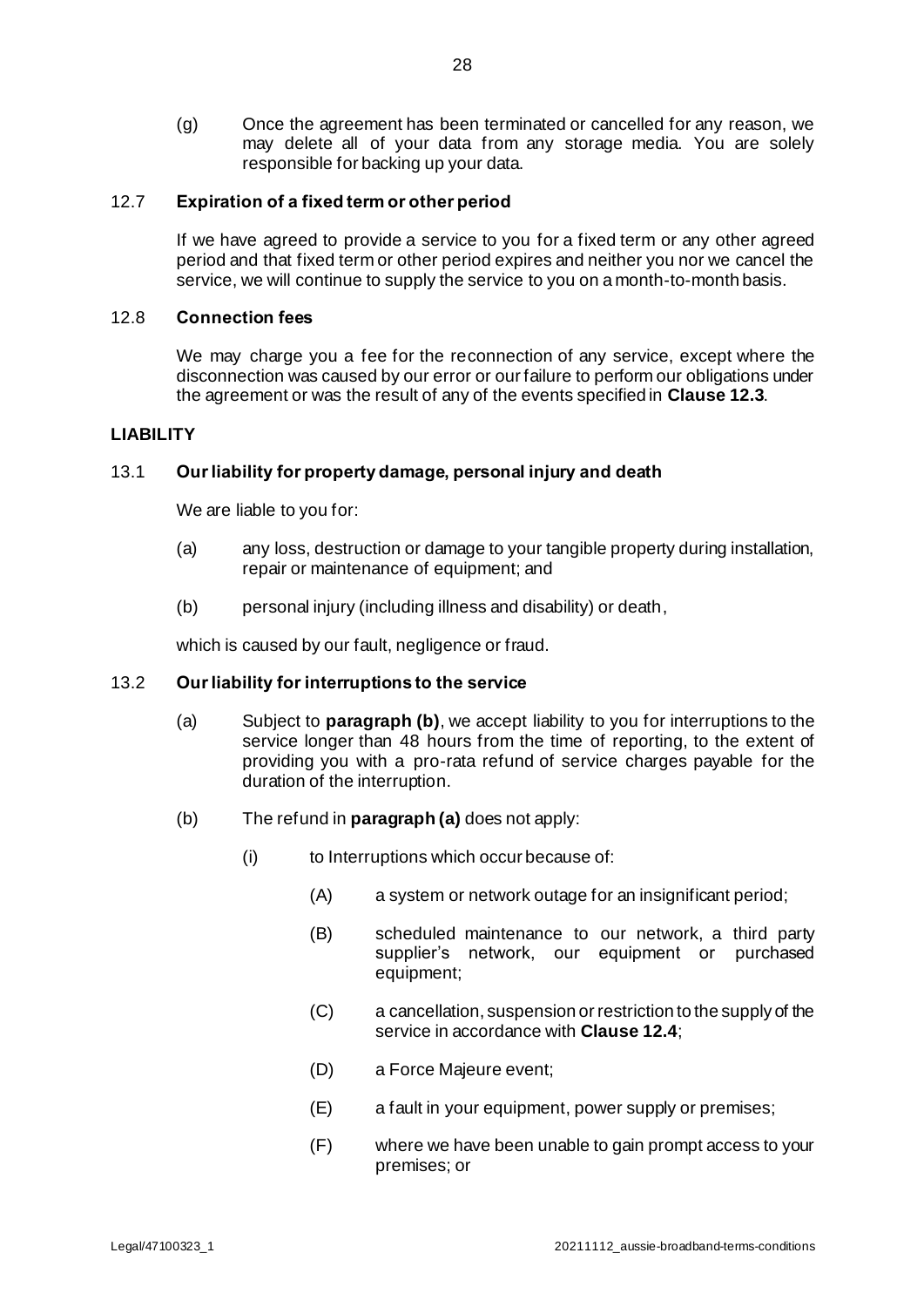(g) Once the agreement has been terminated or cancelled for any reason, we may delete all of your data from any storage media. You are solely responsible for backing up your data.

### 12.7 Expiration of a fixed term or other period

If we have agreed to provide a service to you for a fixed term or any other agreed period and that fixed term or other period expires and neither you nor we cancel the service, we will continue to supply the service to you on a month-to-month basis.

### 12.8 Connection fees

We may charge you a fee for the reconnection of any service, except where the disconnection was caused by our error or our failure to perform our obligations under the agreement or was the result of any of the events specified in **Clause 12.3**.

## LIABILITY

### 13.1 Our liability for property damage, personal injury and death

We are liable to you for:

(a) any loss, destruction or damage to your tangible property during installation, repair or maintenance of equipment; and

(b) personal injury (including illness and disability) or death,

which is caused by our fault, negligence or fraud.

### 13.2 Our liability for interruptions to the service

(a) Subject to **paragraph (b)**, we accept liability to you for interruptions to the service longer than 48 hours from the time of reporting, to the extent of providing you with a pro-rata refund of service charges payable for the duration of the interruption.

(b) The refund in **paragraph (a)** does not apply:

(i) to Interruptions which occur because of:

(A) a system or network outage for an insignificant period;

(B) scheduled maintenance to our network, a third party supplier's network, our equipment or purchased equipment;

(C) a cancellation, suspension or restriction to the supply of the service in accordance with **Clause 12.4**;

(D) a Force Majeure event;

(E) a fault in your equipment, power supply or premises;

(F) where we have been unable to gain prompt access to your premises; or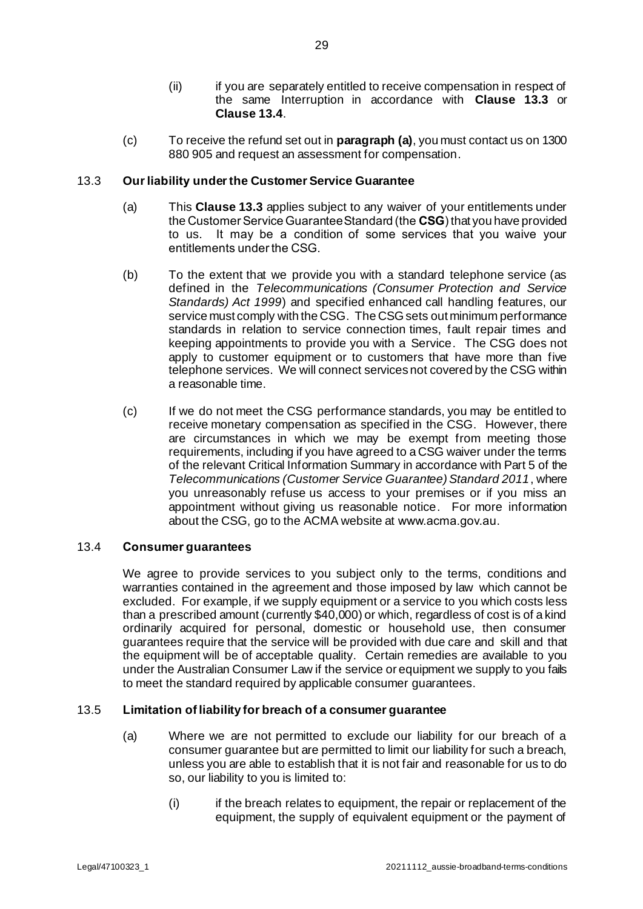(ii) if you are separately entitled to receive compensation in respect of the same Interruption in accordance with **Clause 13.3** or **Clause 13.4**.

(c) To receive the refund set out in **paragraph (a)**, you must contact us on 1300 880 905 and request an assessment for compensation.

### 13.3 Our liability under the Customer Service Guarantee

(a) This **Clause 13.3** applies subject to any waiver of your entitlements under the Customer Service Guarantee Standard (the **CSG**) that you have provided to us. It may be a condition of some services that you waive your entitlements under the CSG.

(b) To the extent that we provide you with a standard telephone service (as defined in the *Telecommunications (Consumer Protection and Service Standards) Act 1999*) and specified enhanced call handling features, our service must comply with the CSG. The CSG sets out minimum performance standards in relation to service connection times, fault repair times and keeping appointments to provide you with a Service. The CSG does not apply to customer equipment or to customers that have more than five telephone services. We will connect services not covered by the CSG within a reasonable time.

(c) If we do not meet the CSG performance standards, you may be entitled to receive monetary compensation as specified in the CSG. However, there are circumstances in which we may be exempt from meeting those requirements, including if you have agreed to a CSG waiver under the terms of the relevant Critical Information Summary in accordance with Part 5 of the *Telecommunications (Customer Service Guarantee) Standard 2011*, where you unreasonably refuse us access to your premises or if you miss an appointment without giving us reasonable notice. For more information about the CSG, go to the ACMA website at www.acma.gov.au.

### 13.4 Consumer guarantees

We agree to provide services to you subject only to the terms, conditions and warranties contained in the agreement and those imposed by law which cannot be excluded. For example, if we supply equipment or a service to you which costs less than a prescribed amount (currently $40,000) or which, regardless of cost is of a kind ordinarily acquired for personal, domestic or household use, then consumer guarantees require that the service will be provided with due care and skill and that the equipment will be of acceptable quality. Certain remedies are available to you under the Australian Consumer Law if the service or equipment we supply to you fails to meet the standard required by applicable consumer guarantees.

### 13.5 Limitation of liability for breach of a consumer guarantee

(a) Where we are not permitted to exclude our liability for our breach of a consumer guarantee but are permitted to limit our liability for such a breach, unless you are able to establish that it is not fair and reasonable for us to do so, our liability to you is limited to:

(i) if the breach relates to equipment, the repair or replacement of the equipment, the supply of equivalent equipment or the payment of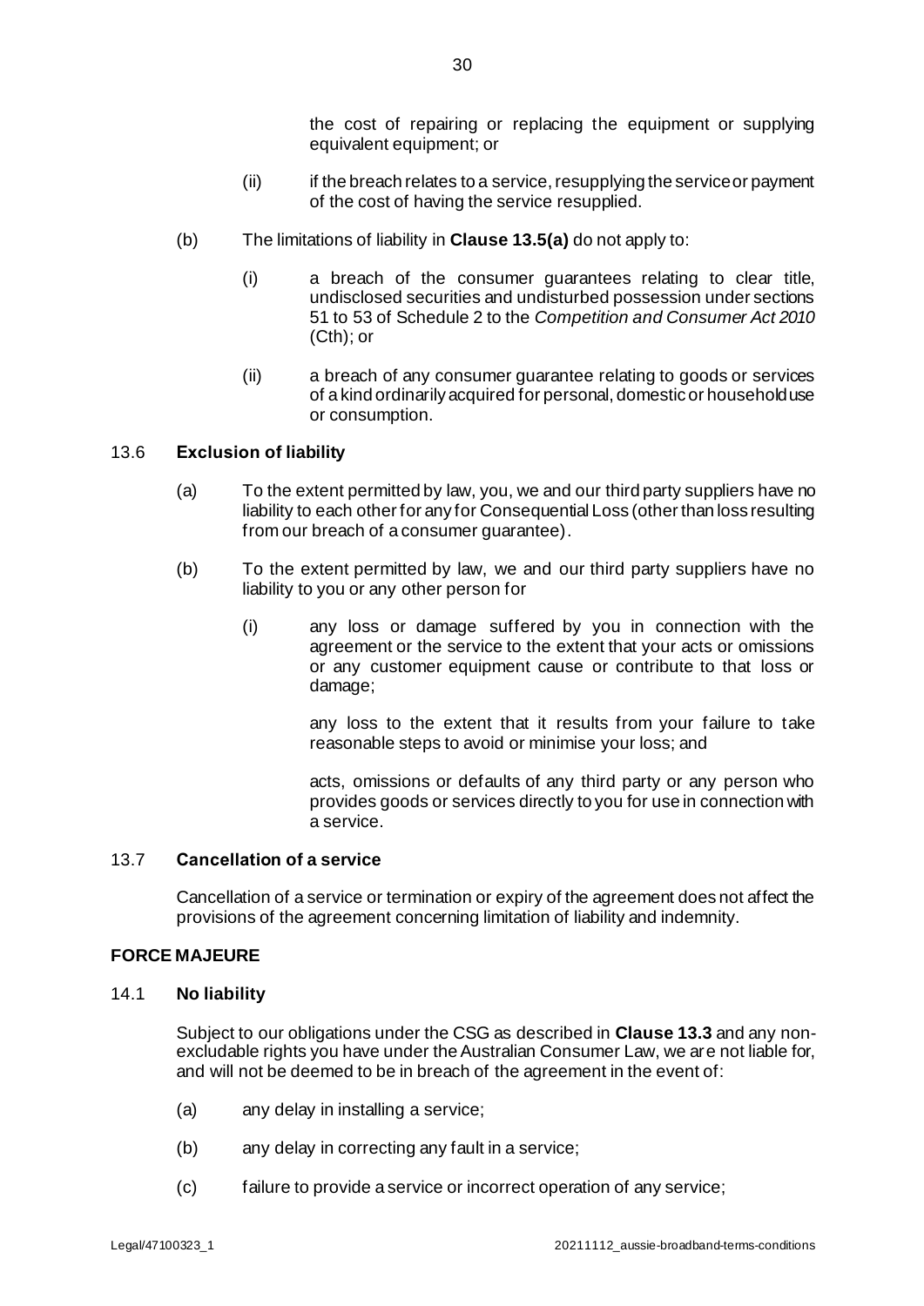the cost of repairing or replacing the equipment or supplying equivalent equipment; or

(ii) if the breach relates to a service, resupplying the service or payment of the cost of having the service resupplied.

(b) The limitations of liability in **Clause 13.5(a)** do not apply to:

(i) a breach of the consumer guarantees relating to clear title, undisclosed securities and undisturbed possession under sections 51 to 53 of Schedule 2 to the *Competition and Consumer Act 2010* (Cth); or

(ii) a breach of any consumer guarantee relating to goods or services of a kind ordinarily acquired for personal, domestic or household use or consumption.

### 13.6 Exclusion of liability

(a) To the extent permitted by law, you, we and our third party suppliers have no liability to each other for any for Consequential Loss (other than loss resulting from our breach of a consumer guarantee).

(b) To the extent permitted by law, we and our third party suppliers have no liability to you or any other person for

(i) any loss or damage suffered by you in connection with the agreement or the service to the extent that your acts or omissions or any customer equipment cause or contribute to that loss or damage;

any loss to the extent that it results from your failure to take reasonable steps to avoid or minimise your loss; and

acts, omissions or defaults of any third party or any person who provides goods or services directly to you for use in connection with a service.

### 13.7 Cancellation of a service

Cancellation of a service or termination or expiry of the agreement does not affect the provisions of the agreement concerning limitation of liability and indemnity.

## FORCE MAJEURE

### 14.1 No liability

Subject to our obligations under the CSG as described in **Clause 13.3** and any non-excludable rights you have under the Australian Consumer Law, we are not liable for, and will not be deemed to be in breach of the agreement in the event of:

(a) any delay in installing a service;

(b) any delay in correcting any fault in a service;

(c) failure to provide a service or incorrect operation of any service;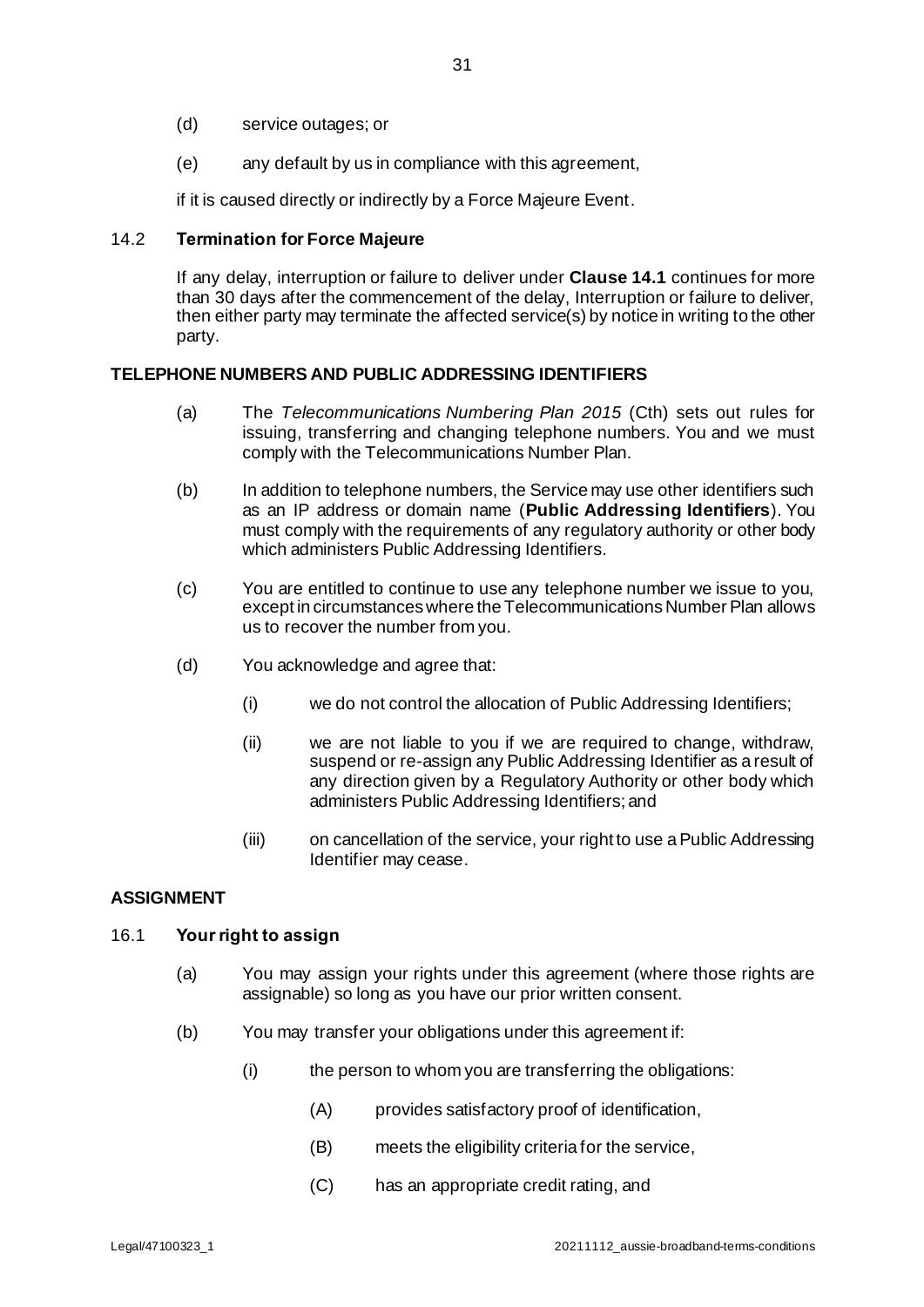(d) service outages; or

(e) any default by us in compliance with this agreement,

if it is caused directly or indirectly by a Force Majeure Event.

### 14.2 Termination for Force Majeure

If any delay, interruption or failure to deliver under **Clause 14.1** continues for more than 30 days after the commencement of the delay, Interruption or failure to deliver, then either party may terminate the affected service(s) by notice in writing to the other party.

## TELEPHONE NUMBERS AND PUBLIC ADDRESSING IDENTIFIERS

(a) The *Telecommunications Numbering Plan 2015* (Cth) sets out rules for issuing, transferring and changing telephone numbers. You and we must comply with the Telecommunications Number Plan.

(b) In addition to telephone numbers, the Service may use other identifiers such as an IP address or domain name (**Public Addressing Identifiers**). You must comply with the requirements of any regulatory authority or other body which administers Public Addressing Identifiers.

(c) You are entitled to continue to use any telephone number we issue to you, except in circumstances where the Telecommunications Number Plan allows us to recover the number from you.

(d) You acknowledge and agree that:

(i) we do not control the allocation of Public Addressing Identifiers;

(ii) we are not liable to you if we are required to change, withdraw, suspend or re-assign any Public Addressing Identifier as a result of any direction given by a Regulatory Authority or other body which administers Public Addressing Identifiers; and

(iii) on cancellation of the service, your right to use a Public Addressing Identifier may cease.

## ASSIGNMENT

### 16.1 Your right to assign

(a) You may assign your rights under this agreement (where those rights are assignable) so long as you have our prior written consent.

(b) You may transfer your obligations under this agreement if:

(i) the person to whom you are transferring the obligations:

(A) provides satisfactory proof of identification,

(B) meets the eligibility criteria for the service,

(C) has an appropriate credit rating, and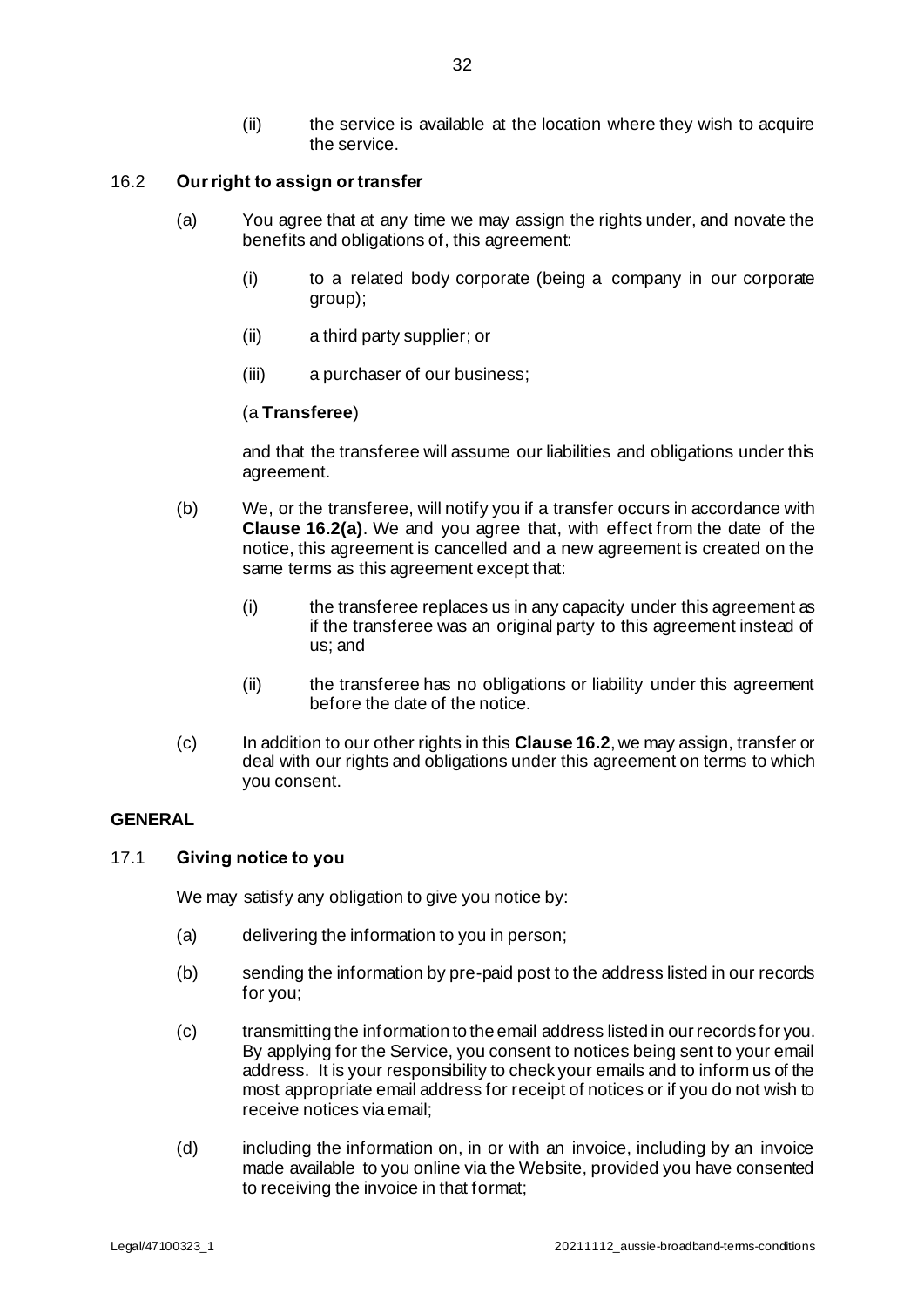(ii) the service is available at the location where they wish to acquire the service.

### 16.2 **Our right to assign or transfer**

(a) You agree that at any time we may assign the rights under, and novate the benefits and obligations of, this agreement:

(i) to a related body corporate (being a company in our corporate group);

(ii) a third party supplier; or

(iii) a purchaser of our business;

(a **Transferee**)

and that the transferee will assume our liabilities and obligations under this agreement.

(b) We, or the transferee, will notify you if a transfer occurs in accordance with **Clause 16.2(a)**. We and you agree that, with effect from the date of the notice, this agreement is cancelled and a new agreement is created on the same terms as this agreement except that:

(i) the transferee replaces us in any capacity under this agreement as if the transferee was an original party to this agreement instead of us; and

(ii) the transferee has no obligations or liability under this agreement before the date of the notice.

(c) In addition to our other rights in this **Clause 16.2**, we may assign, transfer or deal with our rights and obligations under this agreement on terms to which you consent.

## GENERAL

### 17.1 **Giving notice to you**

We may satisfy any obligation to give you notice by:

(a) delivering the information to you in person;

(b) sending the information by pre-paid post to the address listed in our records for you;

(c) transmitting the information to the email address listed in our records for you. By applying for the Service, you consent to notices being sent to your email address. It is your responsibility to check your emails and to inform us of the most appropriate email address for receipt of notices or if you do not wish to receive notices via email;

(d) including the information on, in or with an invoice, including by an invoice made available to you online via the Website, provided you have consented to receiving the invoice in that format;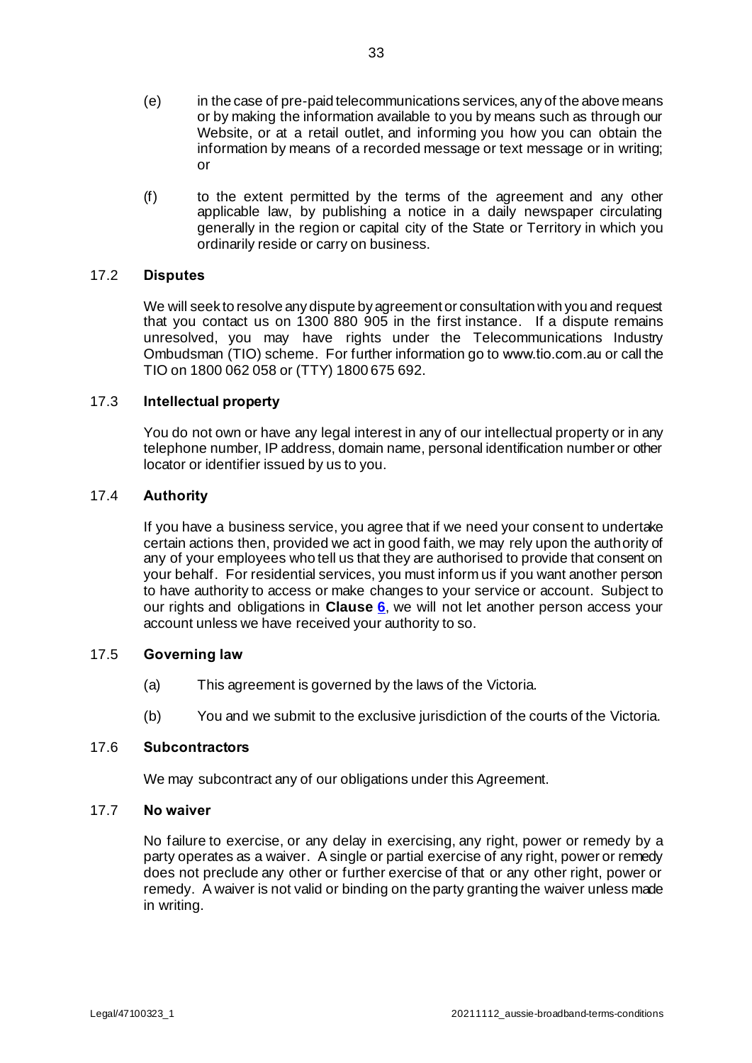(e) in the case of pre-paid telecommunications services, any of the above means or by making the information available to you by means such as through our Website, or at a retail outlet, and informing you how you can obtain the information by means of a recorded message or text message or in writing; or

(f) to the extent permitted by the terms of the agreement and any other applicable law, by publishing a notice in a daily newspaper circulating generally in the region or capital city of the State or Territory in which you ordinarily reside or carry on business.

### 17.2 **Disputes**

We will seek to resolve any dispute by agreement or consultation with you and request that you contact us on 1300 880 905 in the first instance. If a dispute remains unresolved, you may have rights under the Telecommunications Industry Ombudsman (TIO) scheme. For further information go to www.tio.com.au or call the TIO on 1800 062 058 or (TTY) 1800 675 692.

### 17.3 **Intellectual property**

You do not own or have any legal interest in any of our intellectual property or in any telephone number, IP address, domain name, personal identification number or other locator or identifier issued by us to you.

### 17.4 **Authority**

If you have a business service, you agree that if we need your consent to undertake certain actions then, provided we act in good faith, we may rely upon the authority of any of your employees who tell us that they are authorised to provide that consent on your behalf. For residential services, you must inform us if you want another person to have authority to access or make changes to your service or account. Subject to our rights and obligations in **Clause 6**, we will not let another person access your account unless we have received your authority to so.

### 17.5 **Governing law**

(a) This agreement is governed by the laws of the Victoria.

(b) You and we submit to the exclusive jurisdiction of the courts of the Victoria.

### 17.6 **Subcontractors**

We may subcontract any of our obligations under this Agreement.

### 17.7 **No waiver**

No failure to exercise, or any delay in exercising, any right, power or remedy by a party operates as a waiver. A single or partial exercise of any right, power or remedy does not preclude any other or further exercise of that or any other right, power or remedy. A waiver is not valid or binding on the party granting the waiver unless made in writing.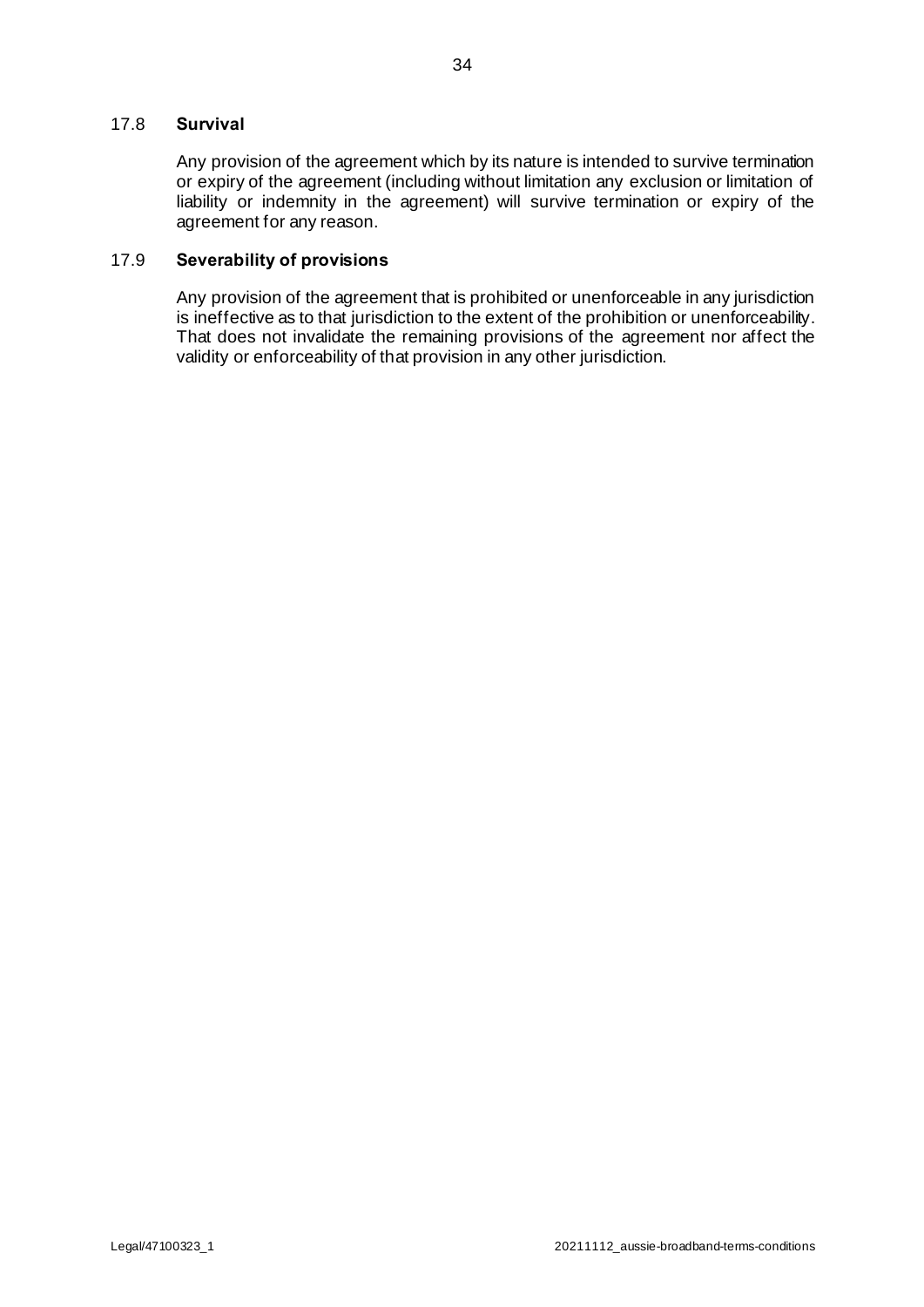### 17.8 **Survival**

Any provision of the agreement which by its nature is intended to survive termination or expiry of the agreement (including without limitation any exclusion or limitation of liability or indemnity in the agreement) will survive termination or expiry of the agreement for any reason.

### 17.9 **Severability of provisions**

Any provision of the agreement that is prohibited or unenforceable in any jurisdiction is ineffective as to that jurisdiction to the extent of the prohibition or unenforceability. That does not invalidate the remaining provisions of the agreement nor affect the validity or enforceability of that provision in any other jurisdiction.